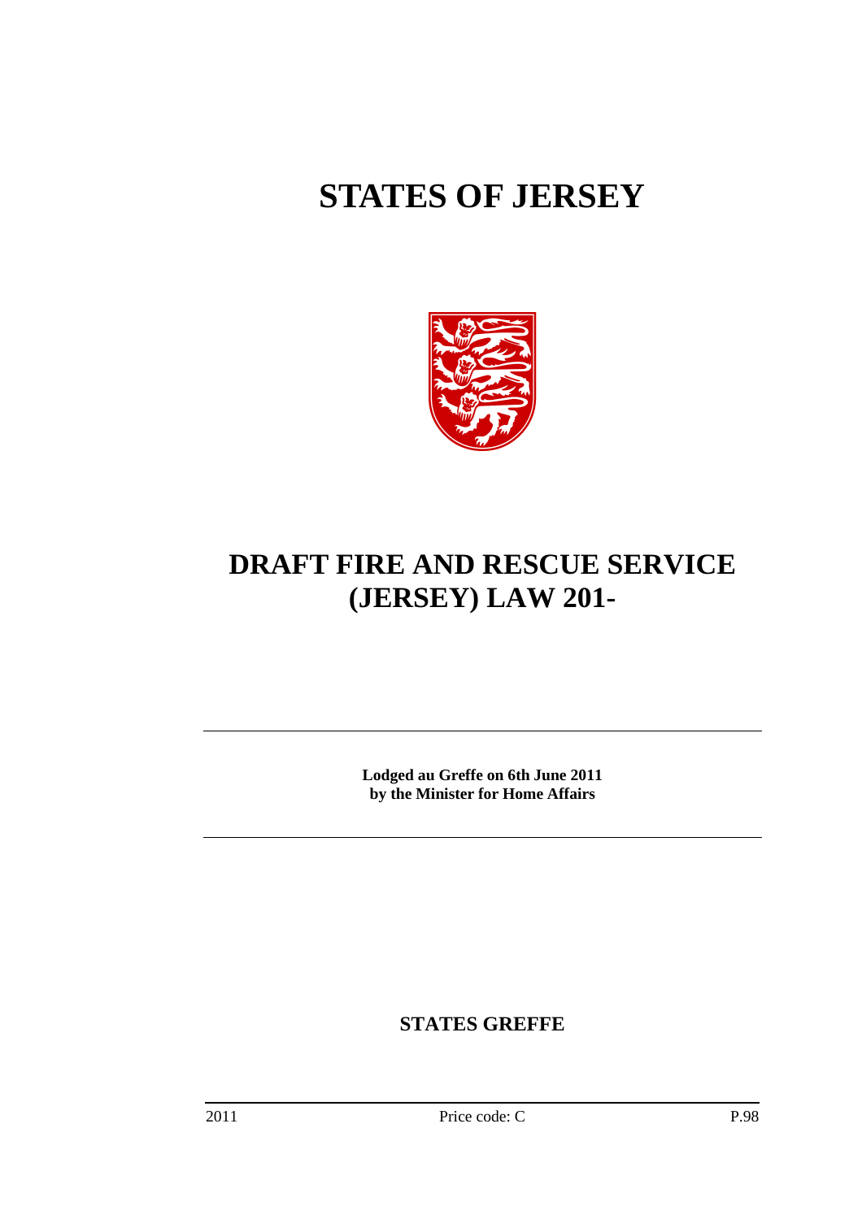# STATES OF JERSEY

# DRAFT FIRE AND RESCUE SERVICE (JERSEY) LAW 201-

**Lodged au Greffe on 6th June 2011**
**by the Minister for Home Affairs**

**STATES GREFFE**

2011 Price code: C P.98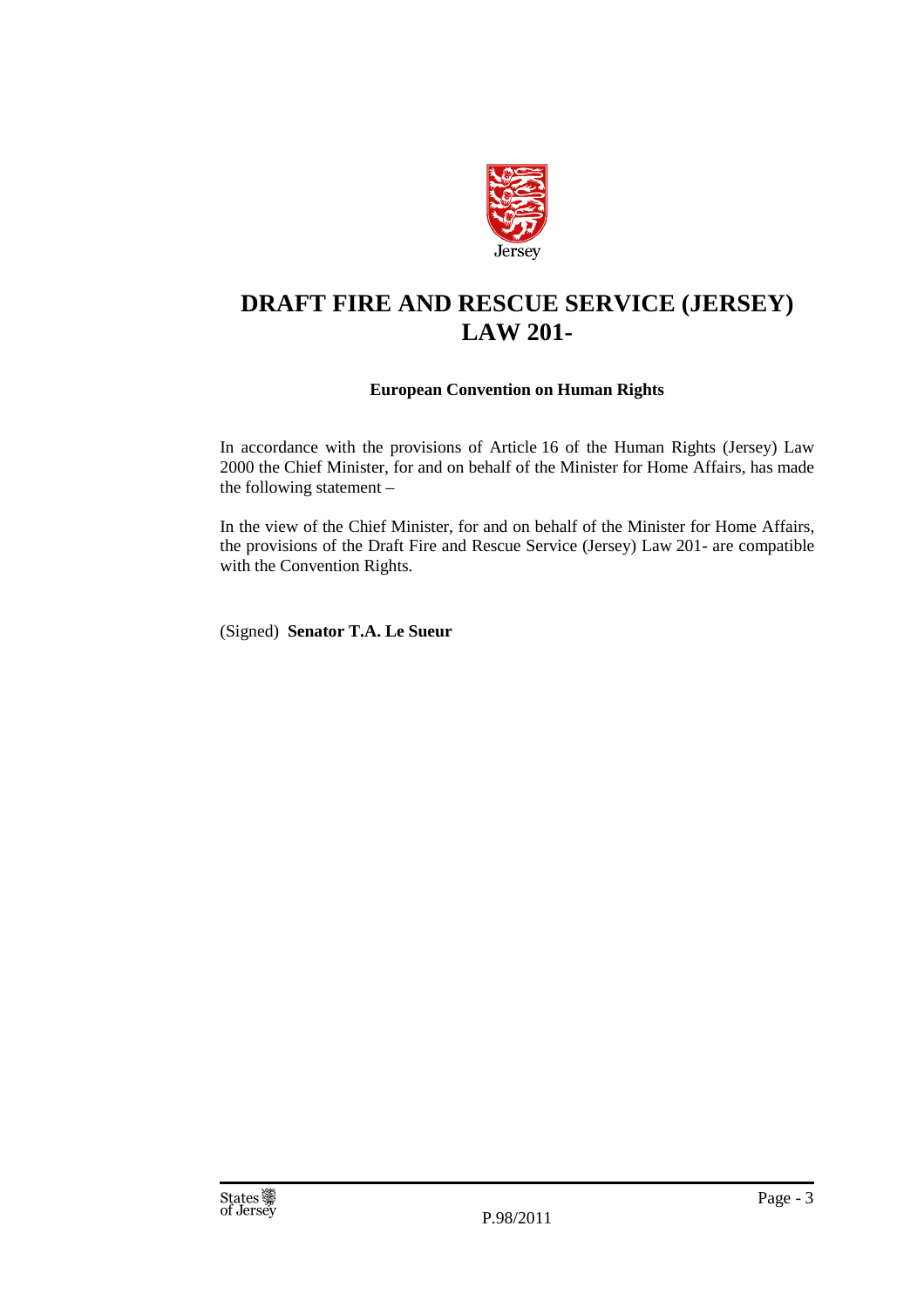# DRAFT FIRE AND RESCUE SERVICE (JERSEY) LAW 201-

**European Convention on Human Rights**

In accordance with the provisions of Article 16 of the Human Rights (Jersey) Law 2000 the Chief Minister, for and on behalf of the Minister for Home Affairs, has made the following statement –

In the view of the Chief Minister, for and on behalf of the Minister for Home Affairs, the provisions of the Draft Fire and Rescue Service (Jersey) Law 201- are compatible with the Convention Rights.

(Signed) **Senator T.A. Le Sueur**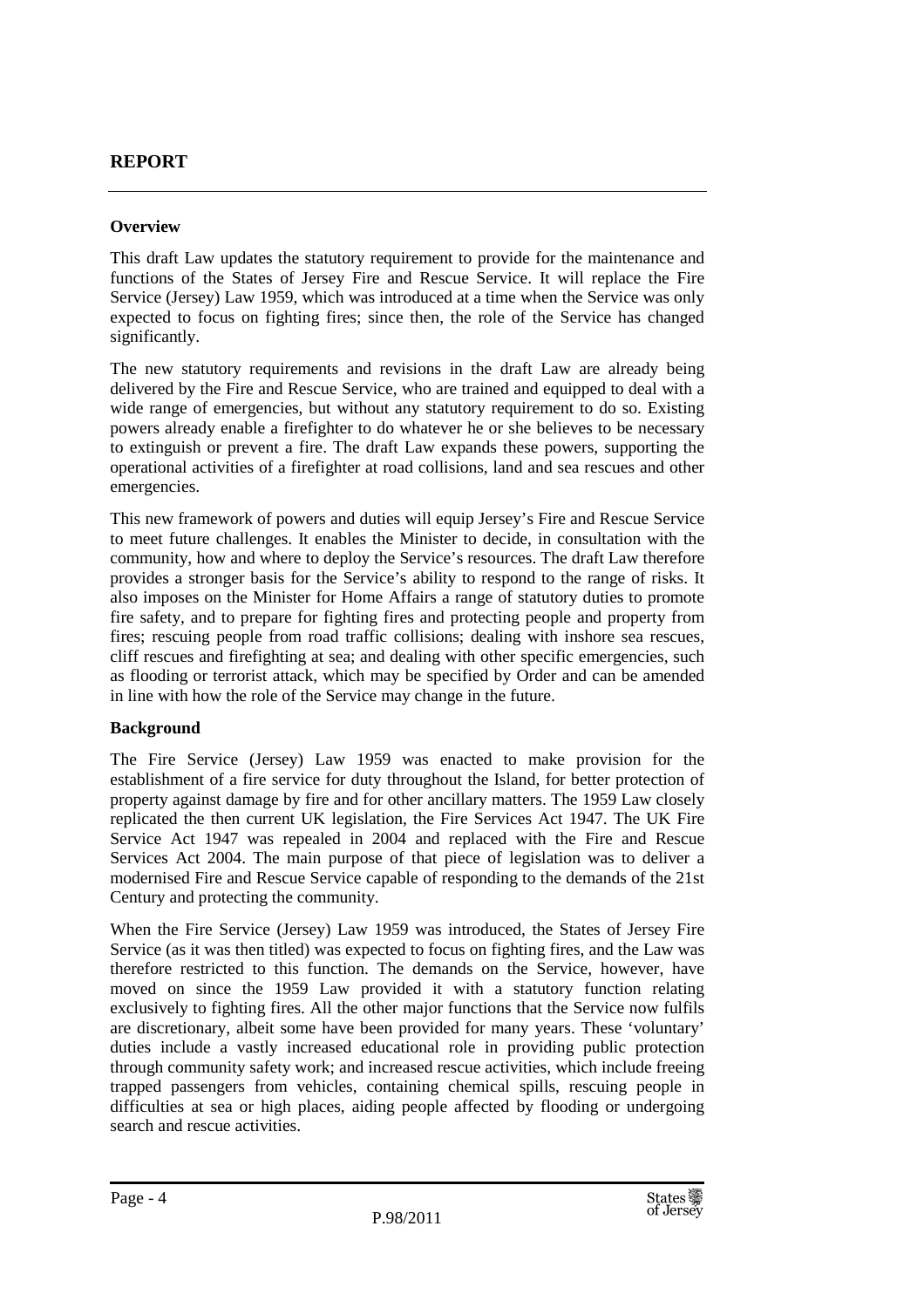## REPORT

### Overview

This draft Law updates the statutory requirement to provide for the maintenance and functions of the States of Jersey Fire and Rescue Service. It will replace the Fire Service (Jersey) Law 1959, which was introduced at a time when the Service was only expected to focus on fighting fires; since then, the role of the Service has changed significantly.

The new statutory requirements and revisions in the draft Law are already being delivered by the Fire and Rescue Service, who are trained and equipped to deal with a wide range of emergencies, but without any statutory requirement to do so. Existing powers already enable a firefighter to do whatever he or she believes to be necessary to extinguish or prevent a fire. The draft Law expands these powers, supporting the operational activities of a firefighter at road collisions, land and sea rescues and other emergencies.

This new framework of powers and duties will equip Jersey's Fire and Rescue Service to meet future challenges. It enables the Minister to decide, in consultation with the community, how and where to deploy the Service's resources. The draft Law therefore provides a stronger basis for the Service's ability to respond to the range of risks. It also imposes on the Minister for Home Affairs a range of statutory duties to promote fire safety, and to prepare for fighting fires and protecting people and property from fires; rescuing people from road traffic collisions; dealing with inshore sea rescues, cliff rescues and firefighting at sea; and dealing with other specific emergencies, such as flooding or terrorist attack, which may be specified by Order and can be amended in line with how the role of the Service may change in the future.

### Background

The Fire Service (Jersey) Law 1959 was enacted to make provision for the establishment of a fire service for duty throughout the Island, for better protection of property against damage by fire and for other ancillary matters. The 1959 Law closely replicated the then current UK legislation, the Fire Services Act 1947. The UK Fire Service Act 1947 was repealed in 2004 and replaced with the Fire and Rescue Services Act 2004. The main purpose of that piece of legislation was to deliver a modernised Fire and Rescue Service capable of responding to the demands of the 21st Century and protecting the community.

When the Fire Service (Jersey) Law 1959 was introduced, the States of Jersey Fire Service (as it was then titled) was expected to focus on fighting fires, and the Law was therefore restricted to this function. The demands on the Service, however, have moved on since the 1959 Law provided it with a statutory function relating exclusively to fighting fires. All the other major functions that the Service now fulfils are discretionary, albeit some have been provided for many years. These 'voluntary' duties include a vastly increased educational role in providing public protection through community safety work; and increased rescue activities, which include freeing trapped passengers from vehicles, containing chemical spills, rescuing people in difficulties at sea or high places, aiding people affected by flooding or undergoing search and rescue activities.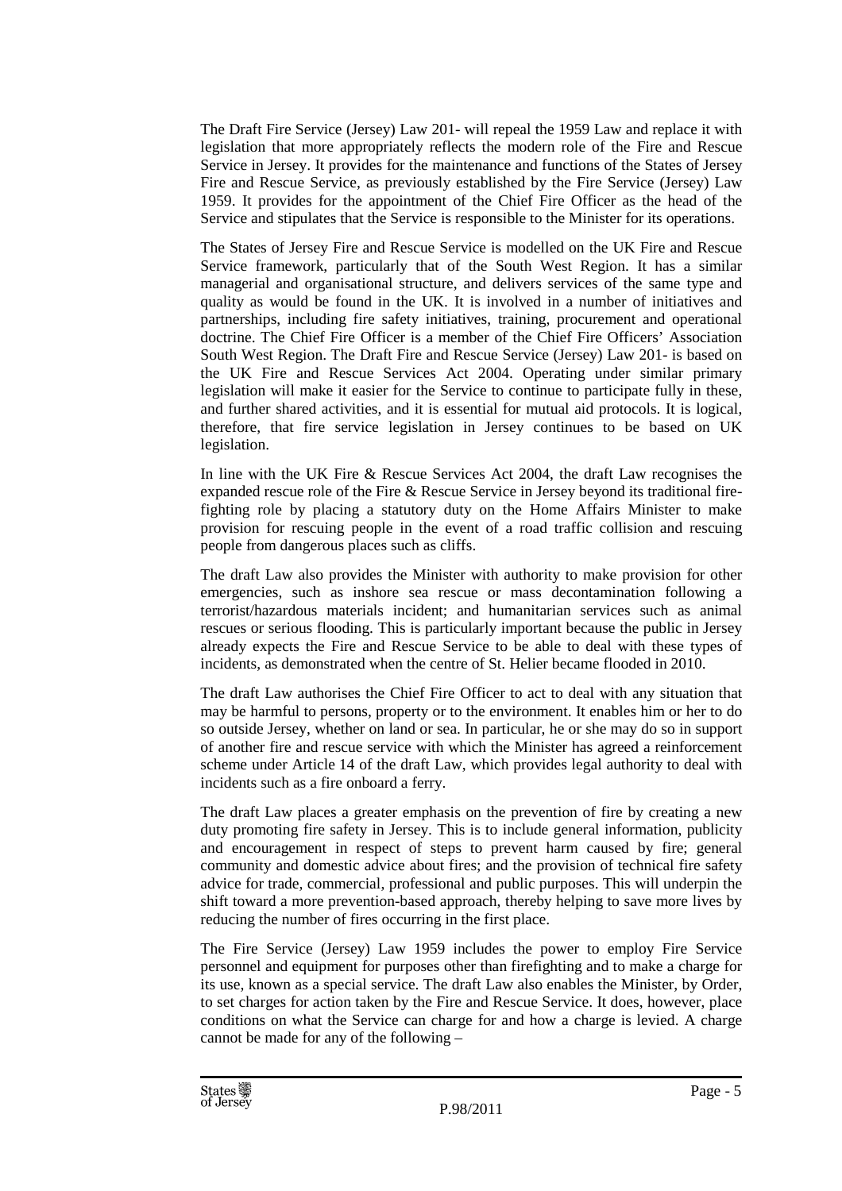The Draft Fire Service (Jersey) Law 201- will repeal the 1959 Law and replace it with legislation that more appropriately reflects the modern role of the Fire and Rescue Service in Jersey. It provides for the maintenance and functions of the States of Jersey Fire and Rescue Service, as previously established by the Fire Service (Jersey) Law 1959. It provides for the appointment of the Chief Fire Officer as the head of the Service and stipulates that the Service is responsible to the Minister for its operations.

The States of Jersey Fire and Rescue Service is modelled on the UK Fire and Rescue Service framework, particularly that of the South West Region. It has a similar managerial and organisational structure, and delivers services of the same type and quality as would be found in the UK. It is involved in a number of initiatives and partnerships, including fire safety initiatives, training, procurement and operational doctrine. The Chief Fire Officer is a member of the Chief Fire Officers' Association South West Region. The Draft Fire and Rescue Service (Jersey) Law 201- is based on the UK Fire and Rescue Services Act 2004. Operating under similar primary legislation will make it easier for the Service to continue to participate fully in these, and further shared activities, and it is essential for mutual aid protocols. It is logical, therefore, that fire service legislation in Jersey continues to be based on UK legislation.

In line with the UK Fire & Rescue Services Act 2004, the draft Law recognises the expanded rescue role of the Fire & Rescue Service in Jersey beyond its traditional fire-fighting role by placing a statutory duty on the Home Affairs Minister to make provision for rescuing people in the event of a road traffic collision and rescuing people from dangerous places such as cliffs.

The draft Law also provides the Minister with authority to make provision for other emergencies, such as inshore sea rescue or mass decontamination following a terrorist/hazardous materials incident; and humanitarian services such as animal rescues or serious flooding. This is particularly important because the public in Jersey already expects the Fire and Rescue Service to be able to deal with these types of incidents, as demonstrated when the centre of St. Helier became flooded in 2010.

The draft Law authorises the Chief Fire Officer to act to deal with any situation that may be harmful to persons, property or to the environment. It enables him or her to do so outside Jersey, whether on land or sea. In particular, he or she may do so in support of another fire and rescue service with which the Minister has agreed a reinforcement scheme under Article 14 of the draft Law, which provides legal authority to deal with incidents such as a fire onboard a ferry.

The draft Law places a greater emphasis on the prevention of fire by creating a new duty promoting fire safety in Jersey. This is to include general information, publicity and encouragement in respect of steps to prevent harm caused by fire; general community and domestic advice about fires; and the provision of technical fire safety advice for trade, commercial, professional and public purposes. This will underpin the shift toward a more prevention-based approach, thereby helping to save more lives by reducing the number of fires occurring in the first place.

The Fire Service (Jersey) Law 1959 includes the power to employ Fire Service personnel and equipment for purposes other than firefighting and to make a charge for its use, known as a special service. The draft Law also enables the Minister, by Order, to set charges for action taken by the Fire and Rescue Service. It does, however, place conditions on what the Service can charge for and how a charge is levied. A charge cannot be made for any of the following –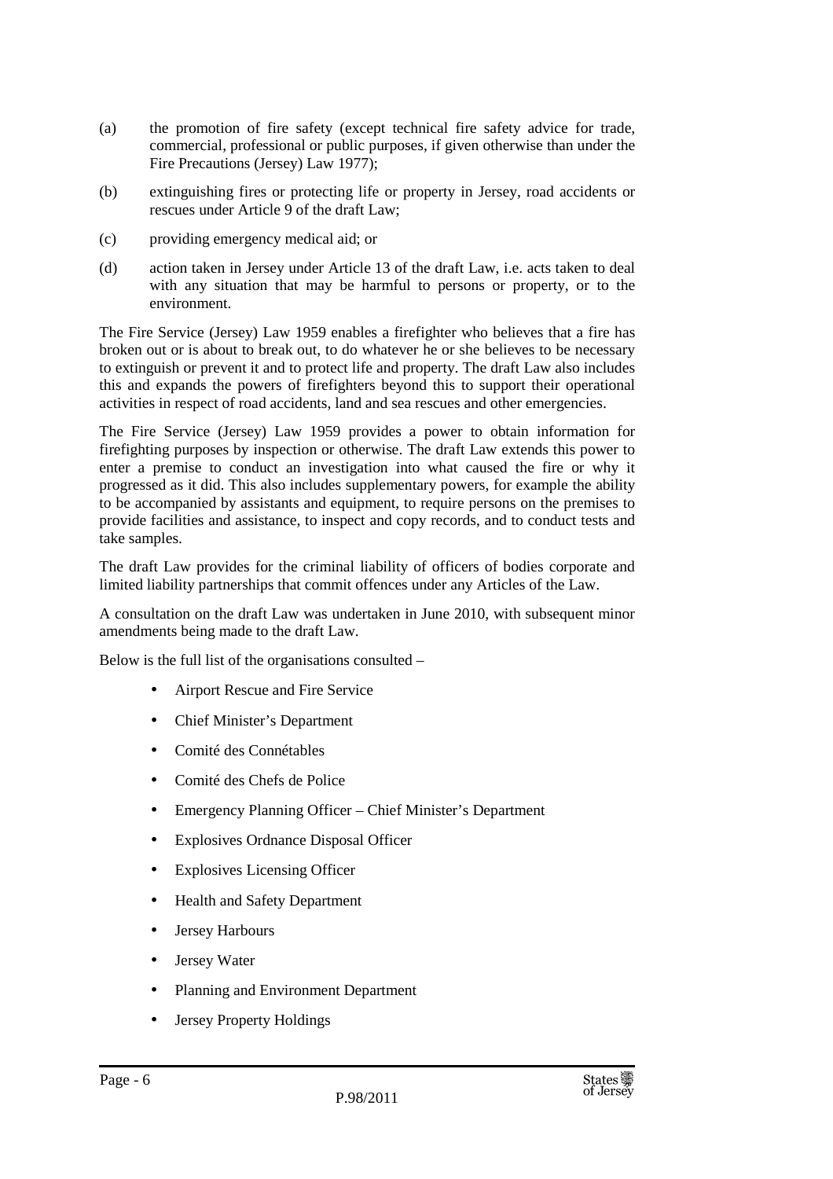(a) the promotion of fire safety (except technical fire safety advice for trade, commercial, professional or public purposes, if given otherwise than under the Fire Precautions (Jersey) Law 1977);

(b) extinguishing fires or protecting life or property in Jersey, road accidents or rescues under Article 9 of the draft Law;

(c) providing emergency medical aid; or

(d) action taken in Jersey under Article 13 of the draft Law, i.e. acts taken to deal with any situation that may be harmful to persons or property, or to the environment.

The Fire Service (Jersey) Law 1959 enables a firefighter who believes that a fire has broken out or is about to break out, to do whatever he or she believes to be necessary to extinguish or prevent it and to protect life and property. The draft Law also includes this and expands the powers of firefighters beyond this to support their operational activities in respect of road accidents, land and sea rescues and other emergencies.

The Fire Service (Jersey) Law 1959 provides a power to obtain information for firefighting purposes by inspection or otherwise. The draft Law extends this power to enter a premise to conduct an investigation into what caused the fire or why it progressed as it did. This also includes supplementary powers, for example the ability to be accompanied by assistants and equipment, to require persons on the premises to provide facilities and assistance, to inspect and copy records, and to conduct tests and take samples.

The draft Law provides for the criminal liability of officers of bodies corporate and limited liability partnerships that commit offences under any Articles of the Law.

A consultation on the draft Law was undertaken in June 2010, with subsequent minor amendments being made to the draft Law.

Below is the full list of the organisations consulted –

- Airport Rescue and Fire Service
- Chief Minister's Department
- Comité des Connétables
- Comité des Chefs de Police
- Emergency Planning Officer – Chief Minister's Department
- Explosives Ordnance Disposal Officer
- Explosives Licensing Officer
- Health and Safety Department
- Jersey Harbours
- Jersey Water
- Planning and Environment Department
- Jersey Property Holdings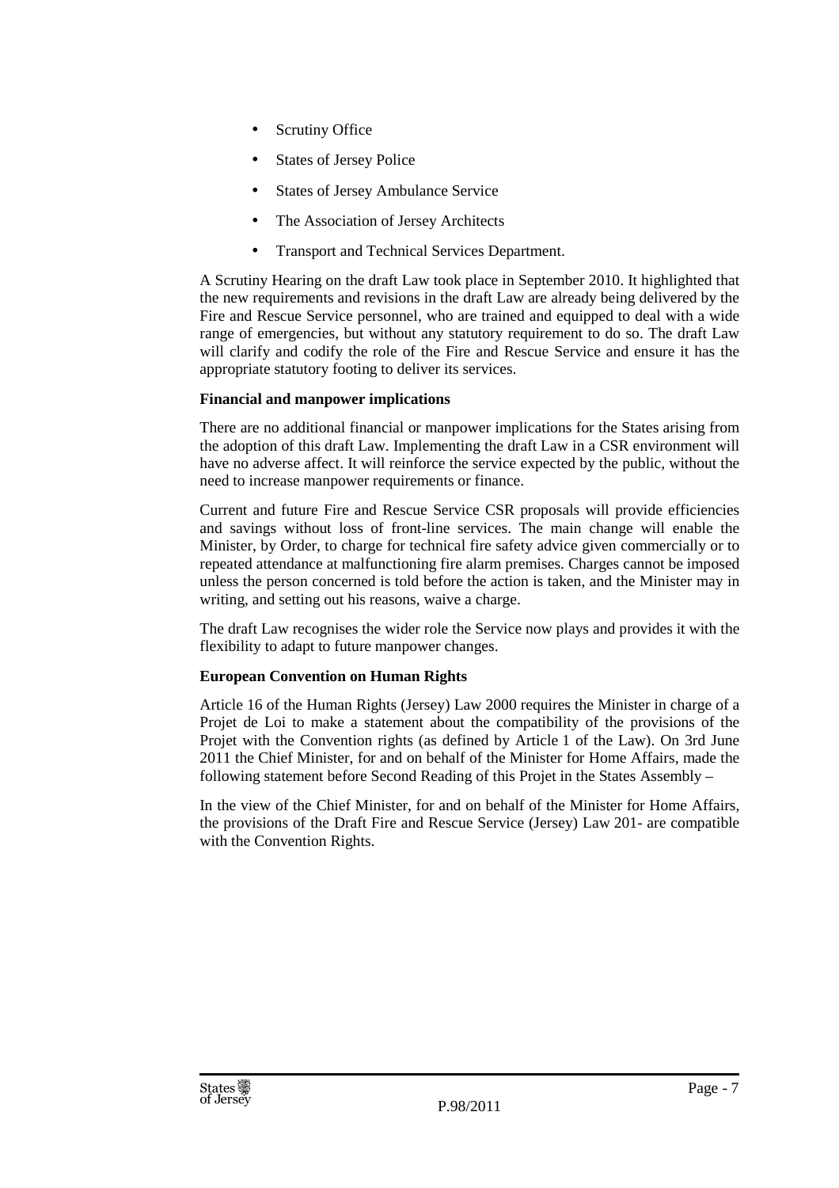- Scrutiny Office
- States of Jersey Police
- States of Jersey Ambulance Service
- The Association of Jersey Architects
- Transport and Technical Services Department.

A Scrutiny Hearing on the draft Law took place in September 2010. It highlighted that the new requirements and revisions in the draft Law are already being delivered by the Fire and Rescue Service personnel, who are trained and equipped to deal with a wide range of emergencies, but without any statutory requirement to do so. The draft Law will clarify and codify the role of the Fire and Rescue Service and ensure it has the appropriate statutory footing to deliver its services.

**Financial and manpower implications**

There are no additional financial or manpower implications for the States arising from the adoption of this draft Law. Implementing the draft Law in a CSR environment will have no adverse affect. It will reinforce the service expected by the public, without the need to increase manpower requirements or finance.

Current and future Fire and Rescue Service CSR proposals will provide efficiencies and savings without loss of front-line services. The main change will enable the Minister, by Order, to charge for technical fire safety advice given commercially or to repeated attendance at malfunctioning fire alarm premises. Charges cannot be imposed unless the person concerned is told before the action is taken, and the Minister may in writing, and setting out his reasons, waive a charge.

The draft Law recognises the wider role the Service now plays and provides it with the flexibility to adapt to future manpower changes.

**European Convention on Human Rights**

Article 16 of the Human Rights (Jersey) Law 2000 requires the Minister in charge of a Projet de Loi to make a statement about the compatibility of the provisions of the Projet with the Convention rights (as defined by Article 1 of the Law). On 3rd June 2011 the Chief Minister, for and on behalf of the Minister for Home Affairs, made the following statement before Second Reading of this Projet in the States Assembly –

In the view of the Chief Minister, for and on behalf of the Minister for Home Affairs, the provisions of the Draft Fire and Rescue Service (Jersey) Law 201- are compatible with the Convention Rights.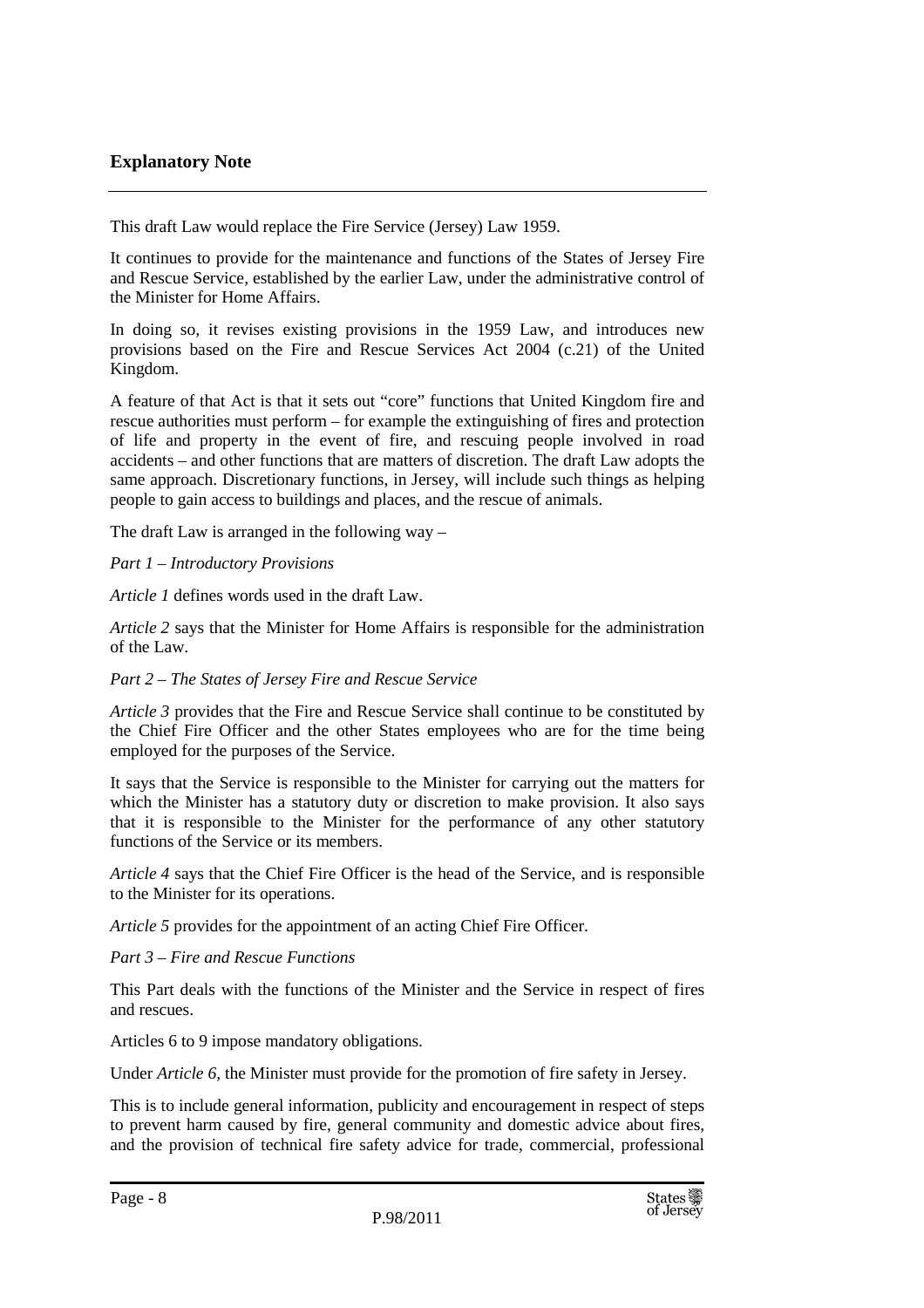## Explanatory Note

This draft Law would replace the Fire Service (Jersey) Law 1959.

It continues to provide for the maintenance and functions of the States of Jersey Fire and Rescue Service, established by the earlier Law, under the administrative control of the Minister for Home Affairs.

In doing so, it revises existing provisions in the 1959 Law, and introduces new provisions based on the Fire and Rescue Services Act 2004 (c.21) of the United Kingdom.

A feature of that Act is that it sets out "core" functions that United Kingdom fire and rescue authorities must perform – for example the extinguishing of fires and protection of life and property in the event of fire, and rescuing people involved in road accidents – and other functions that are matters of discretion. The draft Law adopts the same approach. Discretionary functions, in Jersey, will include such things as helping people to gain access to buildings and places, and the rescue of animals.

The draft Law is arranged in the following way –

*Part 1 – Introductory Provisions*

*Article 1* defines words used in the draft Law.

*Article 2* says that the Minister for Home Affairs is responsible for the administration of the Law.

*Part 2 – The States of Jersey Fire and Rescue Service*

*Article 3* provides that the Fire and Rescue Service shall continue to be constituted by the Chief Fire Officer and the other States employees who are for the time being employed for the purposes of the Service.

It says that the Service is responsible to the Minister for carrying out the matters for which the Minister has a statutory duty or discretion to make provision. It also says that it is responsible to the Minister for the performance of any other statutory functions of the Service or its members.

*Article 4* says that the Chief Fire Officer is the head of the Service, and is responsible to the Minister for its operations.

*Article 5* provides for the appointment of an acting Chief Fire Officer.

*Part 3 – Fire and Rescue Functions*

This Part deals with the functions of the Minister and the Service in respect of fires and rescues.

Articles 6 to 9 impose mandatory obligations.

Under *Article 6*, the Minister must provide for the promotion of fire safety in Jersey.

This is to include general information, publicity and encouragement in respect of steps to prevent harm caused by fire, general community and domestic advice about fires, and the provision of technical fire safety advice for trade, commercial, professional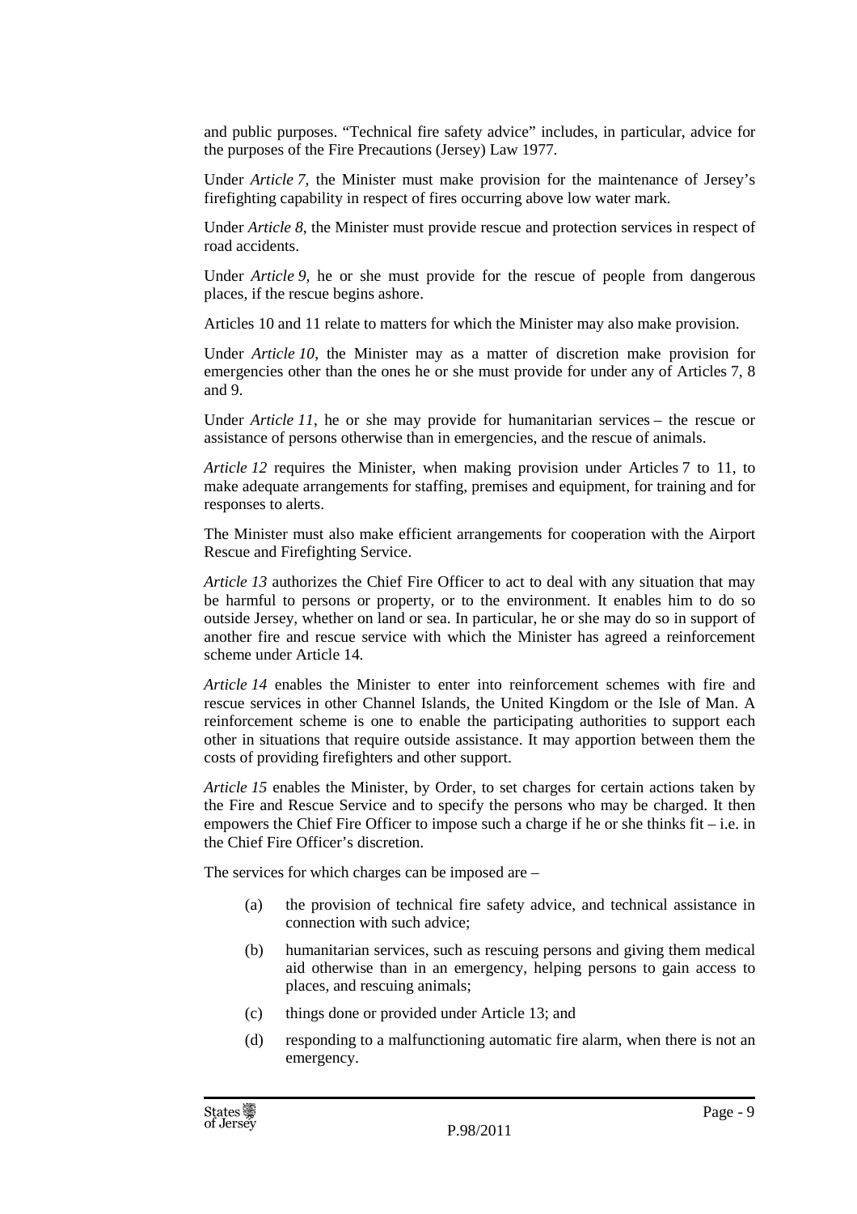and public purposes. "Technical fire safety advice" includes, in particular, advice for the purposes of the Fire Precautions (Jersey) Law 1977.

Under *Article 7*, the Minister must make provision for the maintenance of Jersey's firefighting capability in respect of fires occurring above low water mark.

Under *Article 8*, the Minister must provide rescue and protection services in respect of road accidents.

Under *Article 9*, he or she must provide for the rescue of people from dangerous places, if the rescue begins ashore.

Articles 10 and 11 relate to matters for which the Minister may also make provision.

Under *Article 10*, the Minister may as a matter of discretion make provision for emergencies other than the ones he or she must provide for under any of Articles 7, 8 and 9.

Under *Article 11*, he or she may provide for humanitarian services – the rescue or assistance of persons otherwise than in emergencies, and the rescue of animals.

*Article 12* requires the Minister, when making provision under Articles 7 to 11, to make adequate arrangements for staffing, premises and equipment, for training and for responses to alerts.

The Minister must also make efficient arrangements for cooperation with the Airport Rescue and Firefighting Service.

*Article 13* authorizes the Chief Fire Officer to act to deal with any situation that may be harmful to persons or property, or to the environment. It enables him to do so outside Jersey, whether on land or sea. In particular, he or she may do so in support of another fire and rescue service with which the Minister has agreed a reinforcement scheme under Article 14.

*Article 14* enables the Minister to enter into reinforcement schemes with fire and rescue services in other Channel Islands, the United Kingdom or the Isle of Man. A reinforcement scheme is one to enable the participating authorities to support each other in situations that require outside assistance. It may apportion between them the costs of providing firefighters and other support.

*Article 15* enables the Minister, by Order, to set charges for certain actions taken by the Fire and Rescue Service and to specify the persons who may be charged. It then empowers the Chief Fire Officer to impose such a charge if he or she thinks fit – i.e. in the Chief Fire Officer's discretion.

The services for which charges can be imposed are –

(a) the provision of technical fire safety advice, and technical assistance in connection with such advice;

(b) humanitarian services, such as rescuing persons and giving them medical aid otherwise than in an emergency, helping persons to gain access to places, and rescuing animals;

(c) things done or provided under Article 13; and

(d) responding to a malfunctioning automatic fire alarm, when there is not an emergency.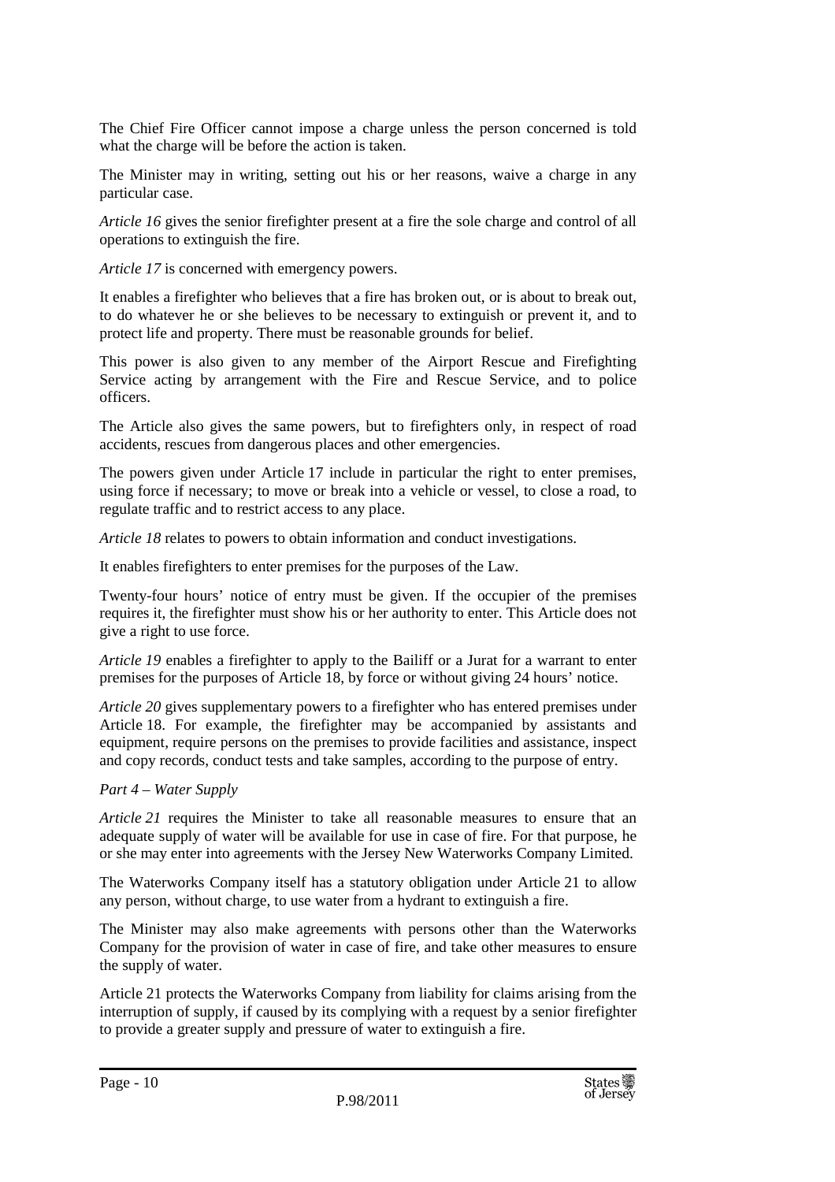The Chief Fire Officer cannot impose a charge unless the person concerned is told what the charge will be before the action is taken.

The Minister may in writing, setting out his or her reasons, waive a charge in any particular case.

*Article 16* gives the senior firefighter present at a fire the sole charge and control of all operations to extinguish the fire.

*Article 17* is concerned with emergency powers.

It enables a firefighter who believes that a fire has broken out, or is about to break out, to do whatever he or she believes to be necessary to extinguish or prevent it, and to protect life and property. There must be reasonable grounds for belief.

This power is also given to any member of the Airport Rescue and Firefighting Service acting by arrangement with the Fire and Rescue Service, and to police officers.

The Article also gives the same powers, but to firefighters only, in respect of road accidents, rescues from dangerous places and other emergencies.

The powers given under Article 17 include in particular the right to enter premises, using force if necessary; to move or break into a vehicle or vessel, to close a road, to regulate traffic and to restrict access to any place.

*Article 18* relates to powers to obtain information and conduct investigations.

It enables firefighters to enter premises for the purposes of the Law.

Twenty-four hours' notice of entry must be given. If the occupier of the premises requires it, the firefighter must show his or her authority to enter. This Article does not give a right to use force.

*Article 19* enables a firefighter to apply to the Bailiff or a Jurat for a warrant to enter premises for the purposes of Article 18, by force or without giving 24 hours' notice.

*Article 20* gives supplementary powers to a firefighter who has entered premises under Article 18. For example, the firefighter may be accompanied by assistants and equipment, require persons on the premises to provide facilities and assistance, inspect and copy records, conduct tests and take samples, according to the purpose of entry.

*Part 4 – Water Supply*

*Article 21* requires the Minister to take all reasonable measures to ensure that an adequate supply of water will be available for use in case of fire. For that purpose, he or she may enter into agreements with the Jersey New Waterworks Company Limited.

The Waterworks Company itself has a statutory obligation under Article 21 to allow any person, without charge, to use water from a hydrant to extinguish a fire.

The Minister may also make agreements with persons other than the Waterworks Company for the provision of water in case of fire, and take other measures to ensure the supply of water.

Article 21 protects the Waterworks Company from liability for claims arising from the interruption of supply, if caused by its complying with a request by a senior firefighter to provide a greater supply and pressure of water to extinguish a fire.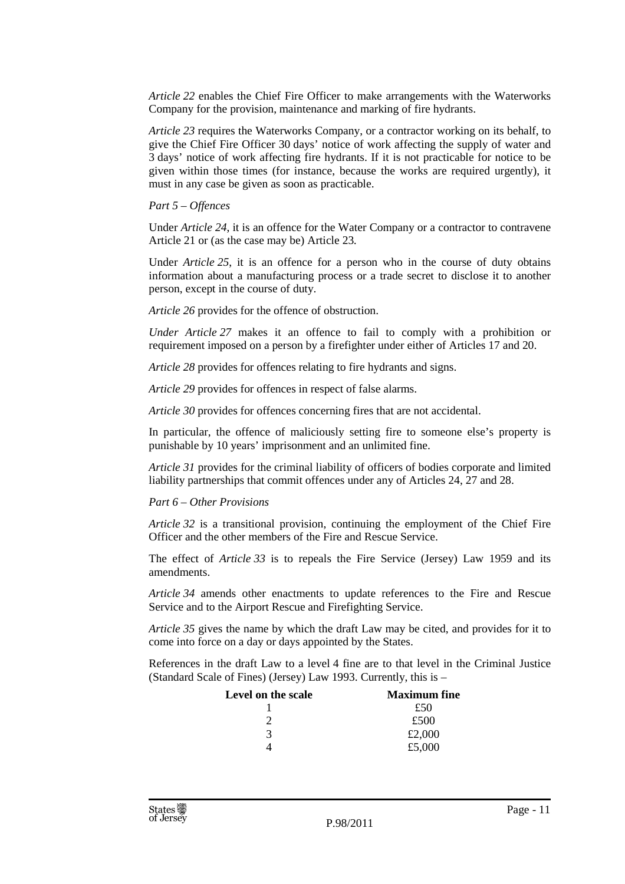*Article 22* enables the Chief Fire Officer to make arrangements with the Waterworks Company for the provision, maintenance and marking of fire hydrants.

*Article 23* requires the Waterworks Company, or a contractor working on its behalf, to give the Chief Fire Officer 30 days' notice of work affecting the supply of water and 3 days' notice of work affecting fire hydrants. If it is not practicable for notice to be given within those times (for instance, because the works are required urgently), it must in any case be given as soon as practicable.

*Part 5 – Offences*

Under *Article 24*, it is an offence for the Water Company or a contractor to contravene Article 21 or (as the case may be) Article 23.

Under *Article 25*, it is an offence for a person who in the course of duty obtains information about a manufacturing process or a trade secret to disclose it to another person, except in the course of duty.

*Article 26* provides for the offence of obstruction.

*Under Article 27* makes it an offence to fail to comply with a prohibition or requirement imposed on a person by a firefighter under either of Articles 17 and 20.

*Article 28* provides for offences relating to fire hydrants and signs.

*Article 29* provides for offences in respect of false alarms.

*Article 30* provides for offences concerning fires that are not accidental.

In particular, the offence of maliciously setting fire to someone else's property is punishable by 10 years' imprisonment and an unlimited fine.

*Article 31* provides for the criminal liability of officers of bodies corporate and limited liability partnerships that commit offences under any of Articles 24, 27 and 28.

*Part 6 – Other Provisions*

*Article 32* is a transitional provision, continuing the employment of the Chief Fire Officer and the other members of the Fire and Rescue Service.

The effect of *Article 33* is to repeals the Fire Service (Jersey) Law 1959 and its amendments.

*Article 34* amends other enactments to update references to the Fire and Rescue Service and to the Airport Rescue and Firefighting Service.

*Article 35* gives the name by which the draft Law may be cited, and provides for it to come into force on a day or days appointed by the States.

References in the draft Law to a level 4 fine are to that level in the Criminal Justice (Standard Scale of Fines) (Jersey) Law 1993. Currently, this is –

| Level on the scale | Maximum fine |
|---|---|
| 1 | £50 |
| 2 | £500 |
| 3 | £2,000 |
| 4 | £5,000 |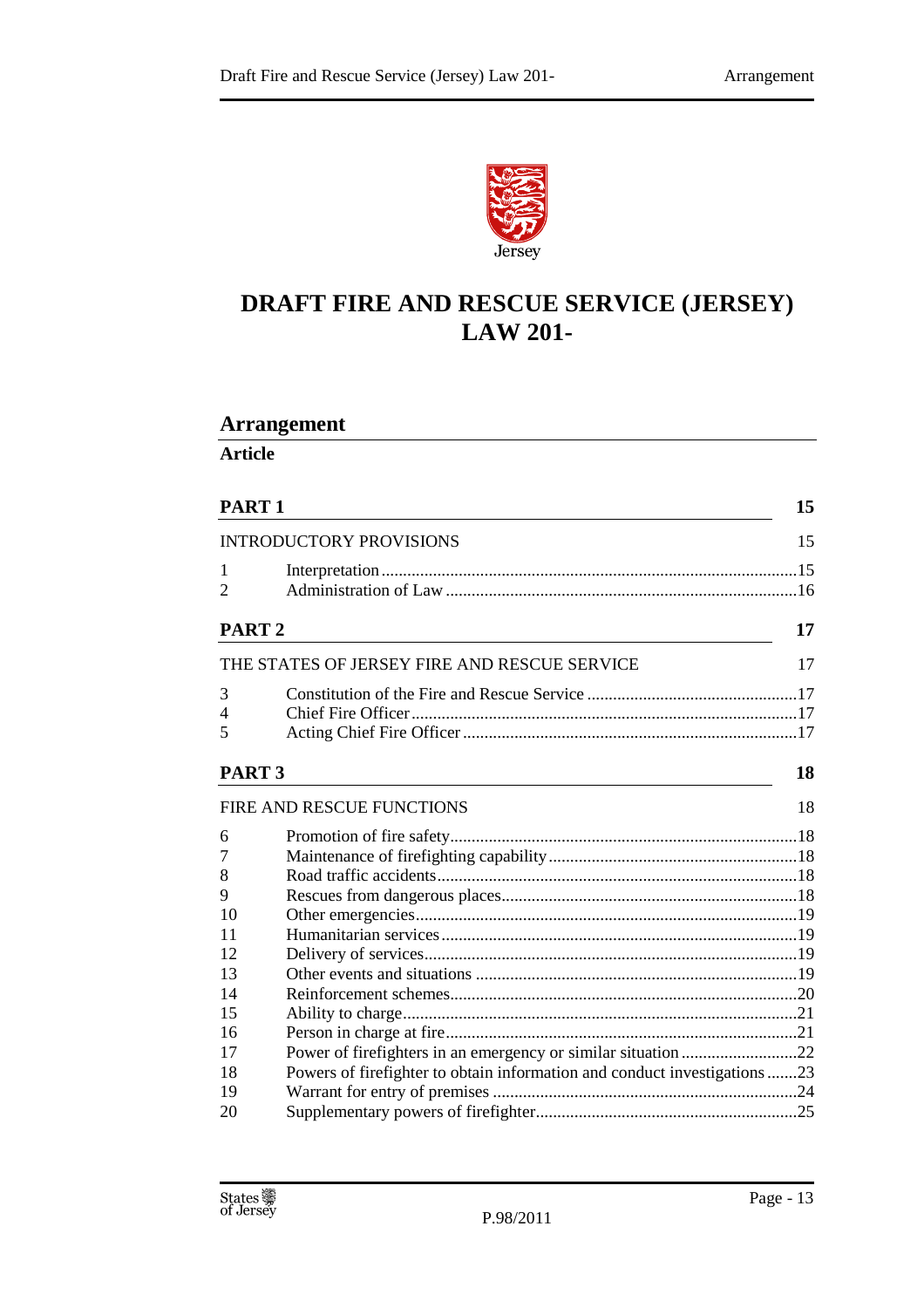# DRAFT FIRE AND RESCUE SERVICE (JERSEY) LAW 201-

## Arrangement

**Article**

| | | |
|---|---|---|
| **PART 1** | | **15** |
| INTRODUCTORY PROVISIONS | | 15 |
| 1 | Interpretation | 15 |
| 2 | Administration of Law | 16 |
| **PART 2** | | **17** |
| THE STATES OF JERSEY FIRE AND RESCUE SERVICE | | 17 |
| 3 | Constitution of the Fire and Rescue Service | 17 |
| 4 | Chief Fire Officer | 17 |
| 5 | Acting Chief Fire Officer | 17 |
| **PART 3** | | **18** |
| FIRE AND RESCUE FUNCTIONS | | 18 |
| 6 | Promotion of fire safety | 18 |
| 7 | Maintenance of firefighting capability | 18 |
| 8 | Road traffic accidents | 18 |
| 9 | Rescues from dangerous places | 18 |
| 10 | Other emergencies | 19 |
| 11 | Humanitarian services | 19 |
| 12 | Delivery of services | 19 |
| 13 | Other events and situations | 19 |
| 14 | Reinforcement schemes | 20 |
| 15 | Ability to charge | 21 |
| 16 | Person in charge at fire | 21 |
| 17 | Power of firefighters in an emergency or similar situation | 22 |
| 18 | Powers of firefighter to obtain information and conduct investigations | 23 |
| 19 | Warrant for entry of premises | 24 |
| 20 | Supplementary powers of firefighter | 25 |

P.98/2011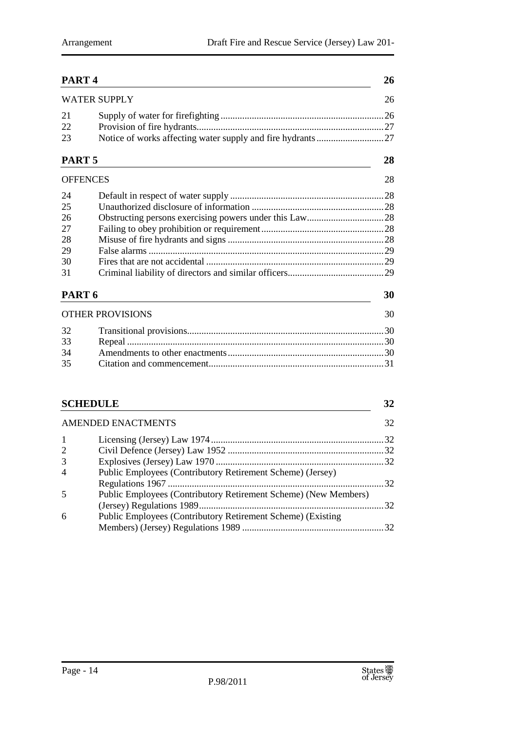| PART 4 | | 26 |
|---|---|---|
| WATER SUPPLY | | 26 |
| 21 | Supply of water for firefighting | 26 |
| 22 | Provision of fire hydrants | 27 |
| 23 | Notice of works affecting water supply and fire hydrants | 27 |
| **PART 5** | | **28** |
| OFFENCES | | 28 |
| 24 | Default in respect of water supply | 28 |
| 25 | Unauthorized disclosure of information | 28 |
| 26 | Obstructing persons exercising powers under this Law | 28 |
| 27 | Failing to obey prohibition or requirement | 28 |
| 28 | Misuse of fire hydrants and signs | 28 |
| 29 | False alarms | 29 |
| 30 | Fires that are not accidental | 29 |
| 31 | Criminal liability of directors and similar officers | 29 |
| **PART 6** | | **30** |
| OTHER PROVISIONS | | 30 |
| 32 | Transitional provisions | 30 |
| 33 | Repeal | 30 |
| 34 | Amendments to other enactments | 30 |
| 35 | Citation and commencement | 31 |
| **SCHEDULE** | | **32** |
| AMENDED ENACTMENTS | | 32 |
| 1 | Licensing (Jersey) Law 1974 | 32 |
| 2 | Civil Defence (Jersey) Law 1952 | 32 |
| 3 | Explosives (Jersey) Law 1970 | 32 |
| 4 | Public Employees (Contributory Retirement Scheme) (Jersey) Regulations 1967 | 32 |
| 5 | Public Employees (Contributory Retirement Scheme) (New Members) (Jersey) Regulations 1989 | 32 |
| 6 | Public Employees (Contributory Retirement Scheme) (Existing Members) (Jersey) Regulations 1989 | 32 |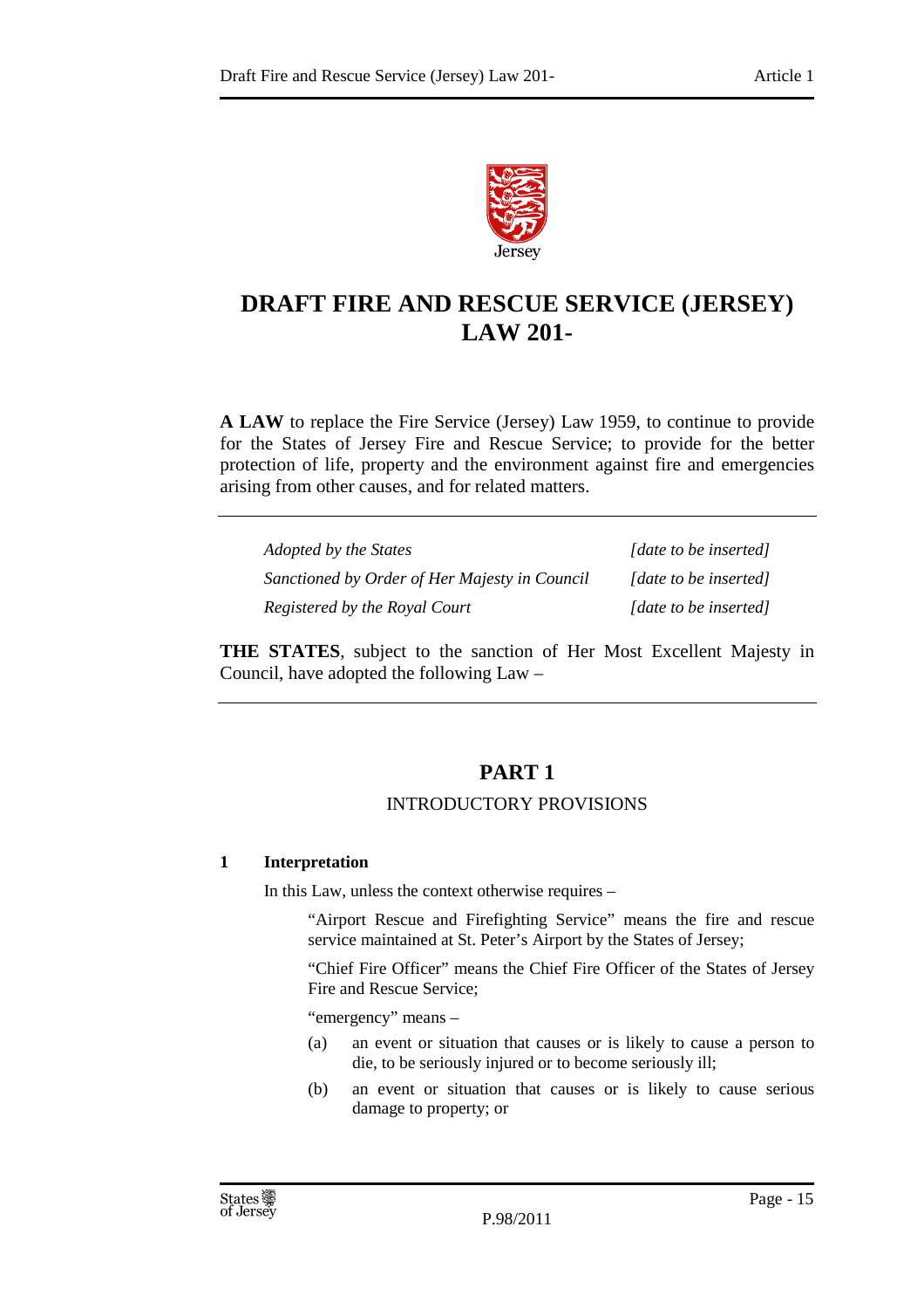# DRAFT FIRE AND RESCUE SERVICE (JERSEY) LAW 201-

**A LAW** to replace the Fire Service (Jersey) Law 1959, to continue to provide for the States of Jersey Fire and Rescue Service; to provide for the better protection of life, property and the environment against fire and emergencies arising from other causes, and for related matters.

| | |
|---|---|
| *Adopted by the States* | *[date to be inserted]* |
| *Sanctioned by Order of Her Majesty in Council* | *[date to be inserted]* |
| *Registered by the Royal Court* | *[date to be inserted]* |

**THE STATES**, subject to the sanction of Her Most Excellent Majesty in Council, have adopted the following Law –

## PART 1

### INTRODUCTORY PROVISIONS

**1 Interpretation**

In this Law, unless the context otherwise requires –

"Airport Rescue and Firefighting Service" means the fire and rescue service maintained at St. Peter's Airport by the States of Jersey;

"Chief Fire Officer" means the Chief Fire Officer of the States of Jersey Fire and Rescue Service;

"emergency" means –

(a) an event or situation that causes or is likely to cause a person to die, to be seriously injured or to become seriously ill;

(b) an event or situation that causes or is likely to cause serious damage to property; or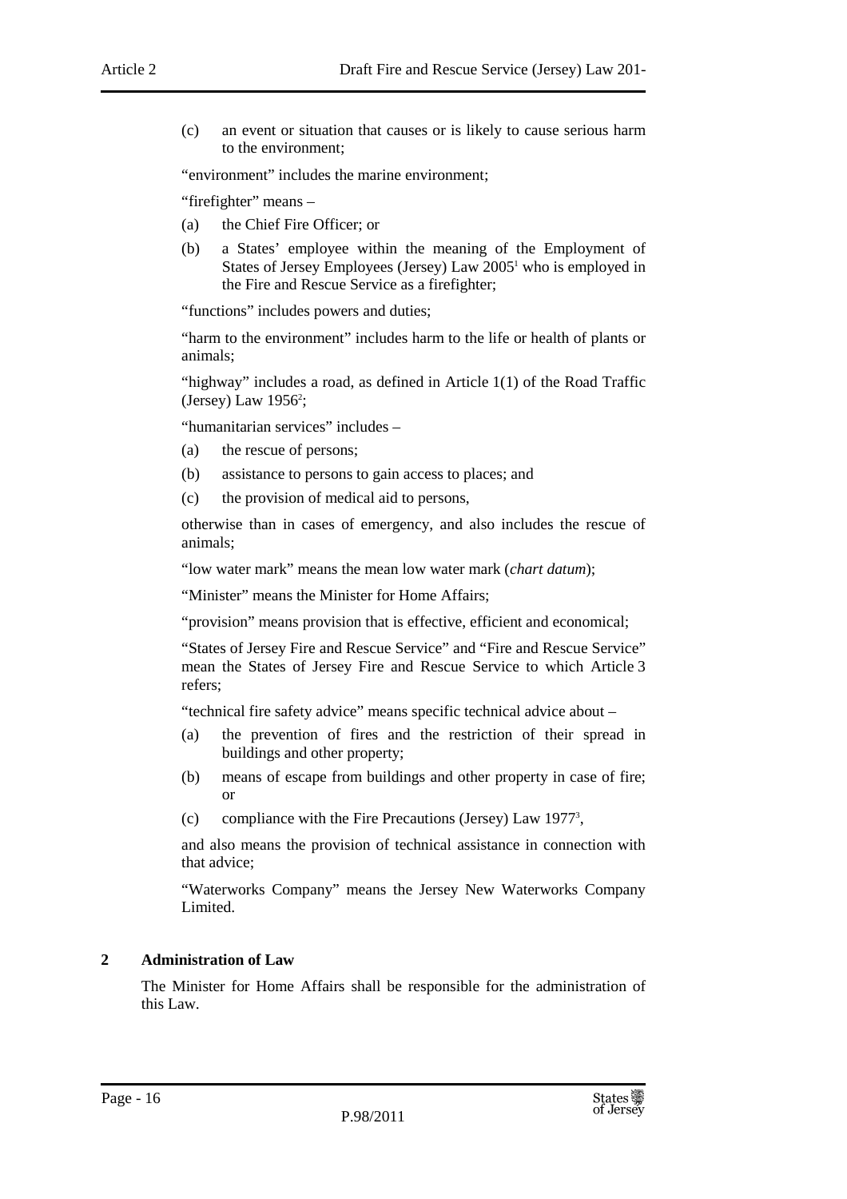(c) an event or situation that causes or is likely to cause serious harm to the environment;

"environment" includes the marine environment;

"firefighter" means –

(a) the Chief Fire Officer; or

(b) a States' employee within the meaning of the Employment of States of Jersey Employees (Jersey) Law 2005[1] who is employed in the Fire and Rescue Service as a firefighter;

"functions" includes powers and duties;

"harm to the environment" includes harm to the life or health of plants or animals;

"highway" includes a road, as defined in Article 1(1) of the Road Traffic (Jersey) Law 1956[2];

"humanitarian services" includes –

(a) the rescue of persons;

(b) assistance to persons to gain access to places; and

(c) the provision of medical aid to persons,

otherwise than in cases of emergency, and also includes the rescue of animals;

"low water mark" means the mean low water mark (*chart datum*);

"Minister" means the Minister for Home Affairs;

"provision" means provision that is effective, efficient and economical;

"States of Jersey Fire and Rescue Service" and "Fire and Rescue Service" mean the States of Jersey Fire and Rescue Service to which Article 3 refers;

"technical fire safety advice" means specific technical advice about –

(a) the prevention of fires and the restriction of their spread in buildings and other property;

(b) means of escape from buildings and other property in case of fire; or

(c) compliance with the Fire Precautions (Jersey) Law 1977[3],

and also means the provision of technical assistance in connection with that advice;

"Waterworks Company" means the Jersey New Waterworks Company Limited.

## 2 Administration of Law

The Minister for Home Affairs shall be responsible for the administration of this Law.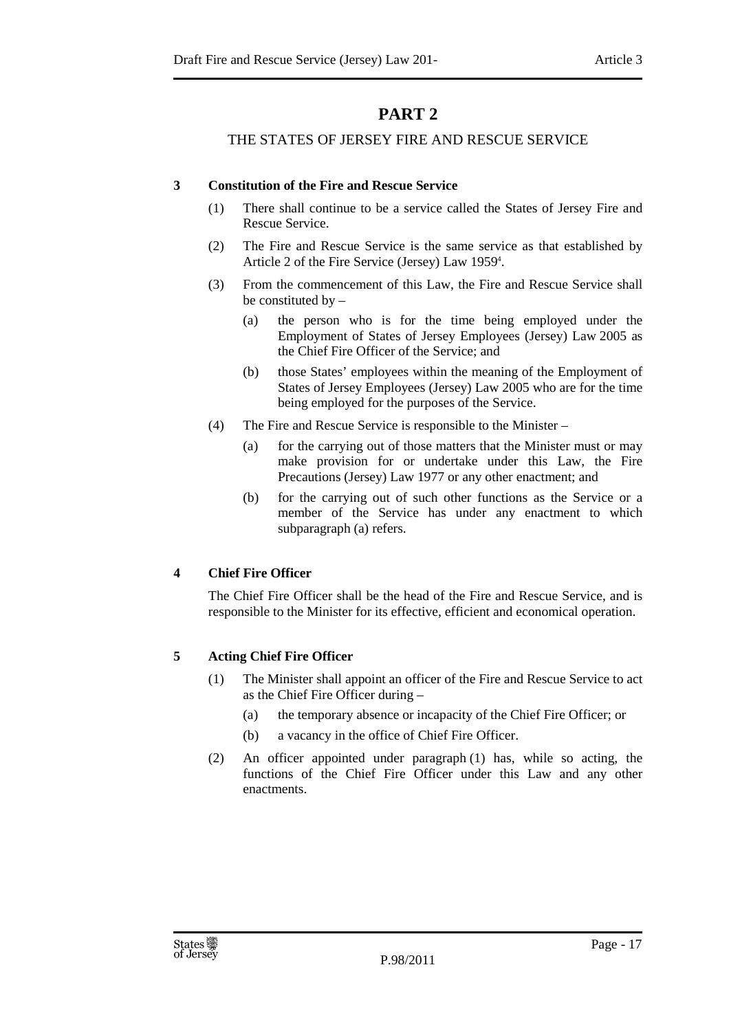# PART 2

## THE STATES OF JERSEY FIRE AND RESCUE SERVICE

### 3 Constitution of the Fire and Rescue Service

(1) There shall continue to be a service called the States of Jersey Fire and Rescue Service.

(2) The Fire and Rescue Service is the same service as that established by Article 2 of the Fire Service (Jersey) Law 1959[4].

(3) From the commencement of this Law, the Fire and Rescue Service shall be constituted by –

(a) the person who is for the time being employed under the Employment of States of Jersey Employees (Jersey) Law 2005 as the Chief Fire Officer of the Service; and

(b) those States' employees within the meaning of the Employment of States of Jersey Employees (Jersey) Law 2005 who are for the time being employed for the purposes of the Service.

(4) The Fire and Rescue Service is responsible to the Minister –

(a) for the carrying out of those matters that the Minister must or may make provision for or undertake under this Law, the Fire Precautions (Jersey) Law 1977 or any other enactment; and

(b) for the carrying out of such other functions as the Service or a member of the Service has under any enactment to which subparagraph (a) refers.

### 4 Chief Fire Officer

The Chief Fire Officer shall be the head of the Fire and Rescue Service, and is responsible to the Minister for its effective, efficient and economical operation.

### 5 Acting Chief Fire Officer

(1) The Minister shall appoint an officer of the Fire and Rescue Service to act as the Chief Fire Officer during –

(a) the temporary absence or incapacity of the Chief Fire Officer; or

(b) a vacancy in the office of Chief Fire Officer.

(2) An officer appointed under paragraph (1) has, while so acting, the functions of the Chief Fire Officer under this Law and any other enactments.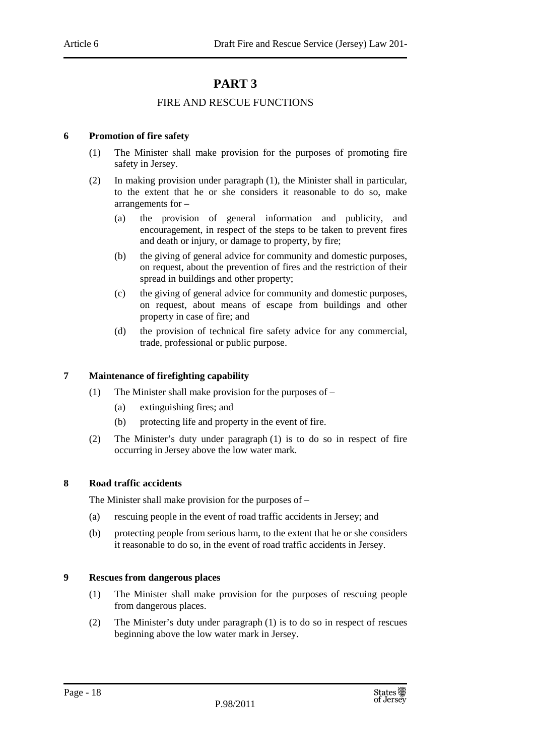# PART 3

## FIRE AND RESCUE FUNCTIONS

### 6 Promotion of fire safety

(1) The Minister shall make provision for the purposes of promoting fire safety in Jersey.

(2) In making provision under paragraph (1), the Minister shall in particular, to the extent that he or she considers it reasonable to do so, make arrangements for –

(a) the provision of general information and publicity, and encouragement, in respect of the steps to be taken to prevent fires and death or injury, or damage to property, by fire;

(b) the giving of general advice for community and domestic purposes, on request, about the prevention of fires and the restriction of their spread in buildings and other property;

(c) the giving of general advice for community and domestic purposes, on request, about means of escape from buildings and other property in case of fire; and

(d) the provision of technical fire safety advice for any commercial, trade, professional or public purpose.

### 7 Maintenance of firefighting capability

(1) The Minister shall make provision for the purposes of –

(a) extinguishing fires; and

(b) protecting life and property in the event of fire.

(2) The Minister's duty under paragraph (1) is to do so in respect of fire occurring in Jersey above the low water mark.

### 8 Road traffic accidents

The Minister shall make provision for the purposes of –

(a) rescuing people in the event of road traffic accidents in Jersey; and

(b) protecting people from serious harm, to the extent that he or she considers it reasonable to do so, in the event of road traffic accidents in Jersey.

### 9 Rescues from dangerous places

(1) The Minister shall make provision for the purposes of rescuing people from dangerous places.

(2) The Minister's duty under paragraph (1) is to do so in respect of rescues beginning above the low water mark in Jersey.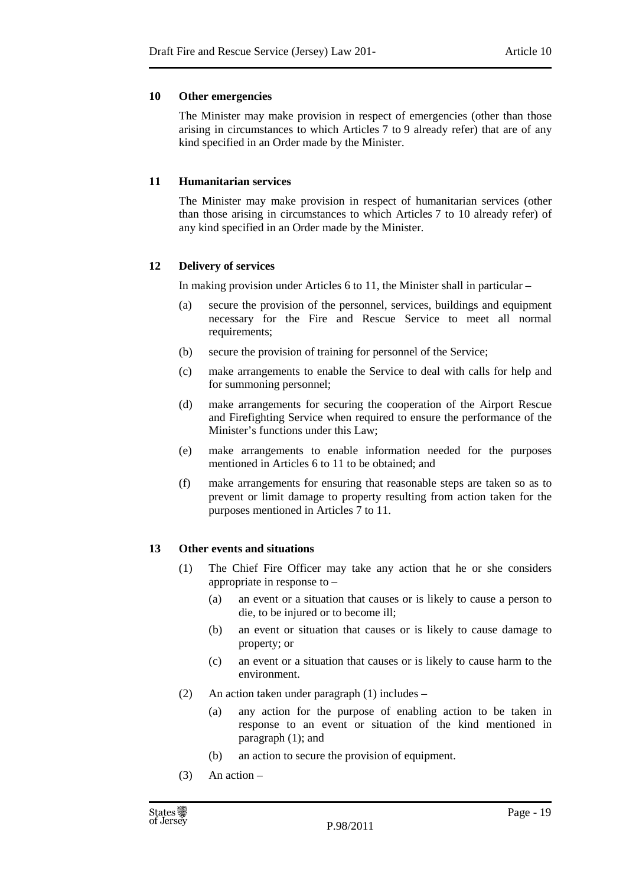### 10 Other emergencies

The Minister may make provision in respect of emergencies (other than those arising in circumstances to which Articles 7 to 9 already refer) that are of any kind specified in an Order made by the Minister.

### 11 Humanitarian services

The Minister may make provision in respect of humanitarian services (other than those arising in circumstances to which Articles 7 to 10 already refer) of any kind specified in an Order made by the Minister.

### 12 Delivery of services

In making provision under Articles 6 to 11, the Minister shall in particular –

(a) secure the provision of the personnel, services, buildings and equipment necessary for the Fire and Rescue Service to meet all normal requirements;

(b) secure the provision of training for personnel of the Service;

(c) make arrangements to enable the Service to deal with calls for help and for summoning personnel;

(d) make arrangements for securing the cooperation of the Airport Rescue and Firefighting Service when required to ensure the performance of the Minister's functions under this Law;

(e) make arrangements to enable information needed for the purposes mentioned in Articles 6 to 11 to be obtained; and

(f) make arrangements for ensuring that reasonable steps are taken so as to prevent or limit damage to property resulting from action taken for the purposes mentioned in Articles 7 to 11.

### 13 Other events and situations

(1) The Chief Fire Officer may take any action that he or she considers appropriate in response to –

  (a) an event or a situation that causes or is likely to cause a person to die, to be injured or to become ill;

  (b) an event or situation that causes or is likely to cause damage to property; or

  (c) an event or a situation that causes or is likely to cause harm to the environment.

(2) An action taken under paragraph (1) includes –

  (a) any action for the purpose of enabling action to be taken in response to an event or situation of the kind mentioned in paragraph (1); and

  (b) an action to secure the provision of equipment.

(3) An action –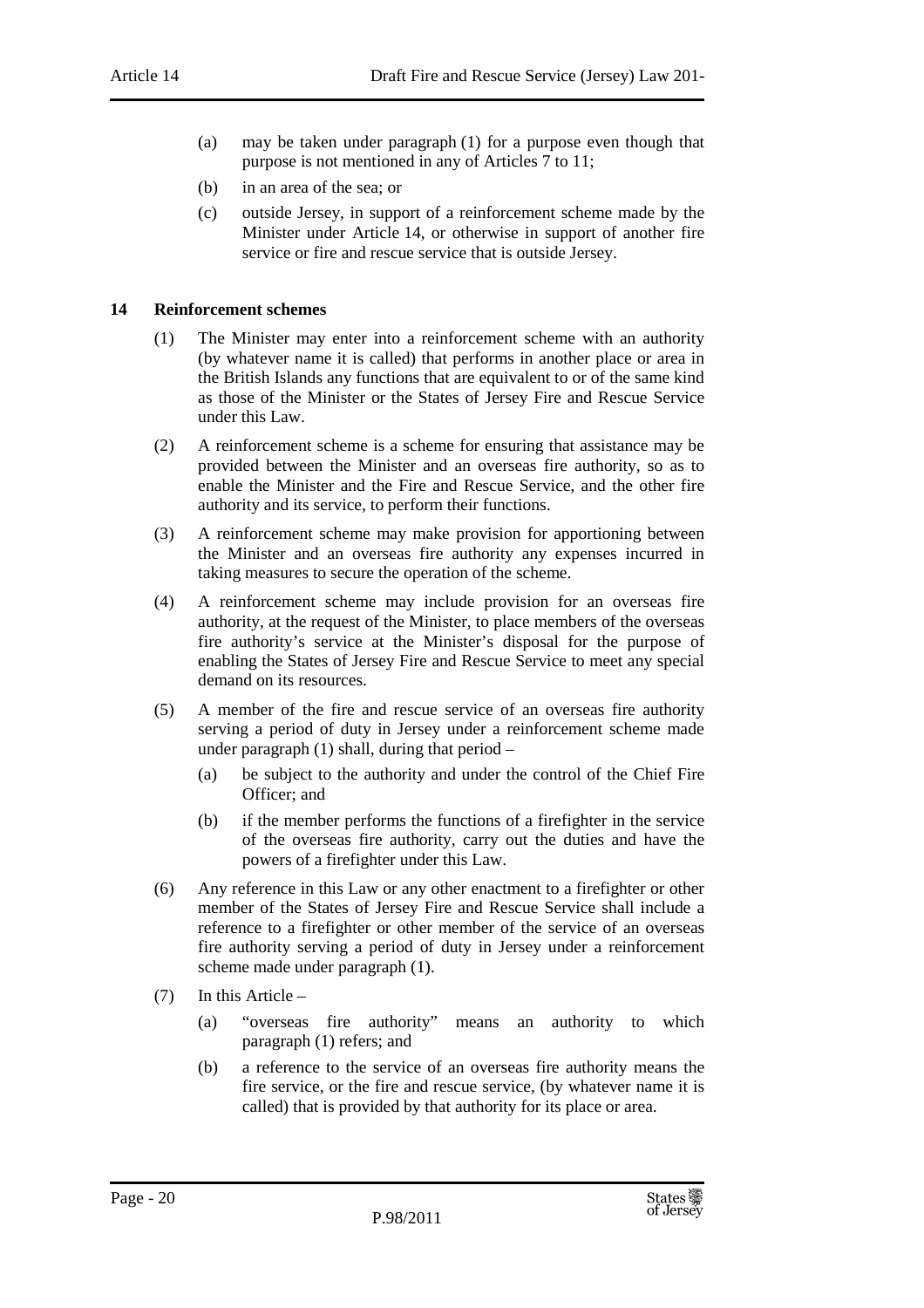(a) may be taken under paragraph (1) for a purpose even though that purpose is not mentioned in any of Articles 7 to 11;

(b) in an area of the sea; or

(c) outside Jersey, in support of a reinforcement scheme made by the Minister under Article 14, or otherwise in support of another fire service or fire and rescue service that is outside Jersey.

**14 Reinforcement schemes**

(1) The Minister may enter into a reinforcement scheme with an authority (by whatever name it is called) that performs in another place or area in the British Islands any functions that are equivalent to or of the same kind as those of the Minister or the States of Jersey Fire and Rescue Service under this Law.

(2) A reinforcement scheme is a scheme for ensuring that assistance may be provided between the Minister and an overseas fire authority, so as to enable the Minister and the Fire and Rescue Service, and the other fire authority and its service, to perform their functions.

(3) A reinforcement scheme may make provision for apportioning between the Minister and an overseas fire authority any expenses incurred in taking measures to secure the operation of the scheme.

(4) A reinforcement scheme may include provision for an overseas fire authority, at the request of the Minister, to place members of the overseas fire authority's service at the Minister's disposal for the purpose of enabling the States of Jersey Fire and Rescue Service to meet any special demand on its resources.

(5) A member of the fire and rescue service of an overseas fire authority serving a period of duty in Jersey under a reinforcement scheme made under paragraph (1) shall, during that period –

(a) be subject to the authority and under the control of the Chief Fire Officer; and

(b) if the member performs the functions of a firefighter in the service of the overseas fire authority, carry out the duties and have the powers of a firefighter under this Law.

(6) Any reference in this Law or any other enactment to a firefighter or other member of the States of Jersey Fire and Rescue Service shall include a reference to a firefighter or other member of the service of an overseas fire authority serving a period of duty in Jersey under a reinforcement scheme made under paragraph (1).

(7) In this Article –

(a) "overseas fire authority" means an authority to which paragraph (1) refers; and

(b) a reference to the service of an overseas fire authority means the fire service, or the fire and rescue service, (by whatever name it is called) that is provided by that authority for its place or area.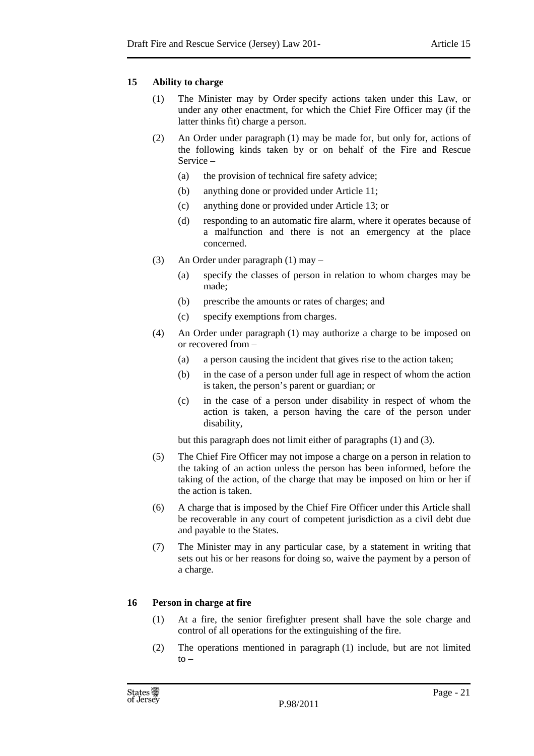## 15 Ability to charge

(1) The Minister may by Order specify actions taken under this Law, or under any other enactment, for which the Chief Fire Officer may (if the latter thinks fit) charge a person.

(2) An Order under paragraph (1) may be made for, but only for, actions of the following kinds taken by or on behalf of the Fire and Rescue Service –

- (a) the provision of technical fire safety advice;
- (b) anything done or provided under Article 11;
- (c) anything done or provided under Article 13; or
- (d) responding to an automatic fire alarm, where it operates because of a malfunction and there is not an emergency at the place concerned.

(3) An Order under paragraph (1) may –

- (a) specify the classes of person in relation to whom charges may be made;
- (b) prescribe the amounts or rates of charges; and
- (c) specify exemptions from charges.

(4) An Order under paragraph (1) may authorize a charge to be imposed on or recovered from –

- (a) a person causing the incident that gives rise to the action taken;
- (b) in the case of a person under full age in respect of whom the action is taken, the person's parent or guardian; or
- (c) in the case of a person under disability in respect of whom the action is taken, a person having the care of the person under disability,

but this paragraph does not limit either of paragraphs (1) and (3).

(5) The Chief Fire Officer may not impose a charge on a person in relation to the taking of an action unless the person has been informed, before the taking of the action, of the charge that may be imposed on him or her if the action is taken.

(6) A charge that is imposed by the Chief Fire Officer under this Article shall be recoverable in any court of competent jurisdiction as a civil debt due and payable to the States.

(7) The Minister may in any particular case, by a statement in writing that sets out his or her reasons for doing so, waive the payment by a person of a charge.

## 16 Person in charge at fire

(1) At a fire, the senior firefighter present shall have the sole charge and control of all operations for the extinguishing of the fire.

(2) The operations mentioned in paragraph (1) include, but are not limited to –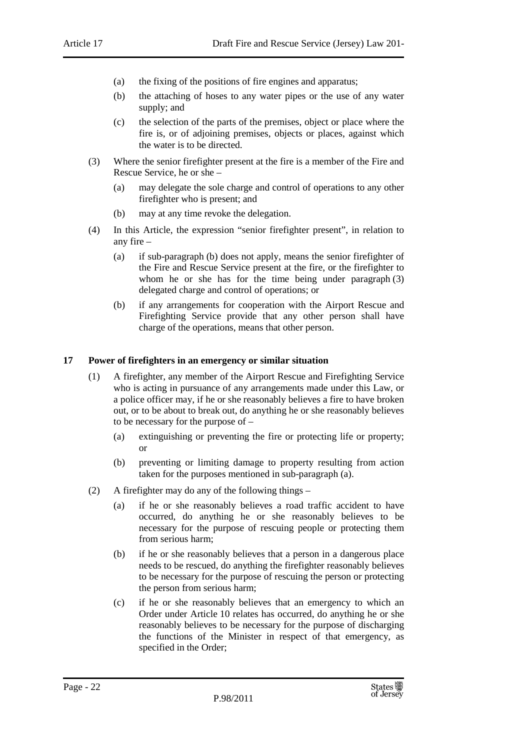(a) the fixing of the positions of fire engines and apparatus;

(b) the attaching of hoses to any water pipes or the use of any water supply; and

(c) the selection of the parts of the premises, object or place where the fire is, or of adjoining premises, objects or places, against which the water is to be directed.

(3) Where the senior firefighter present at the fire is a member of the Fire and Rescue Service, he or she –

(a) may delegate the sole charge and control of operations to any other firefighter who is present; and

(b) may at any time revoke the delegation.

(4) In this Article, the expression "senior firefighter present", in relation to any fire –

(a) if sub-paragraph (b) does not apply, means the senior firefighter of the Fire and Rescue Service present at the fire, or the firefighter to whom he or she has for the time being under paragraph (3) delegated charge and control of operations; or

(b) if any arrangements for cooperation with the Airport Rescue and Firefighting Service provide that any other person shall have charge of the operations, means that other person.

### 17 Power of firefighters in an emergency or similar situation

(1) A firefighter, any member of the Airport Rescue and Firefighting Service who is acting in pursuance of any arrangements made under this Law, or a police officer may, if he or she reasonably believes a fire to have broken out, or to be about to break out, do anything he or she reasonably believes to be necessary for the purpose of –

(a) extinguishing or preventing the fire or protecting life or property; or

(b) preventing or limiting damage to property resulting from action taken for the purposes mentioned in sub-paragraph (a).

(2) A firefighter may do any of the following things –

(a) if he or she reasonably believes a road traffic accident to have occurred, do anything he or she reasonably believes to be necessary for the purpose of rescuing people or protecting them from serious harm;

(b) if he or she reasonably believes that a person in a dangerous place needs to be rescued, do anything the firefighter reasonably believes to be necessary for the purpose of rescuing the person or protecting the person from serious harm;

(c) if he or she reasonably believes that an emergency to which an Order under Article 10 relates has occurred, do anything he or she reasonably believes to be necessary for the purpose of discharging the functions of the Minister in respect of that emergency, as specified in the Order;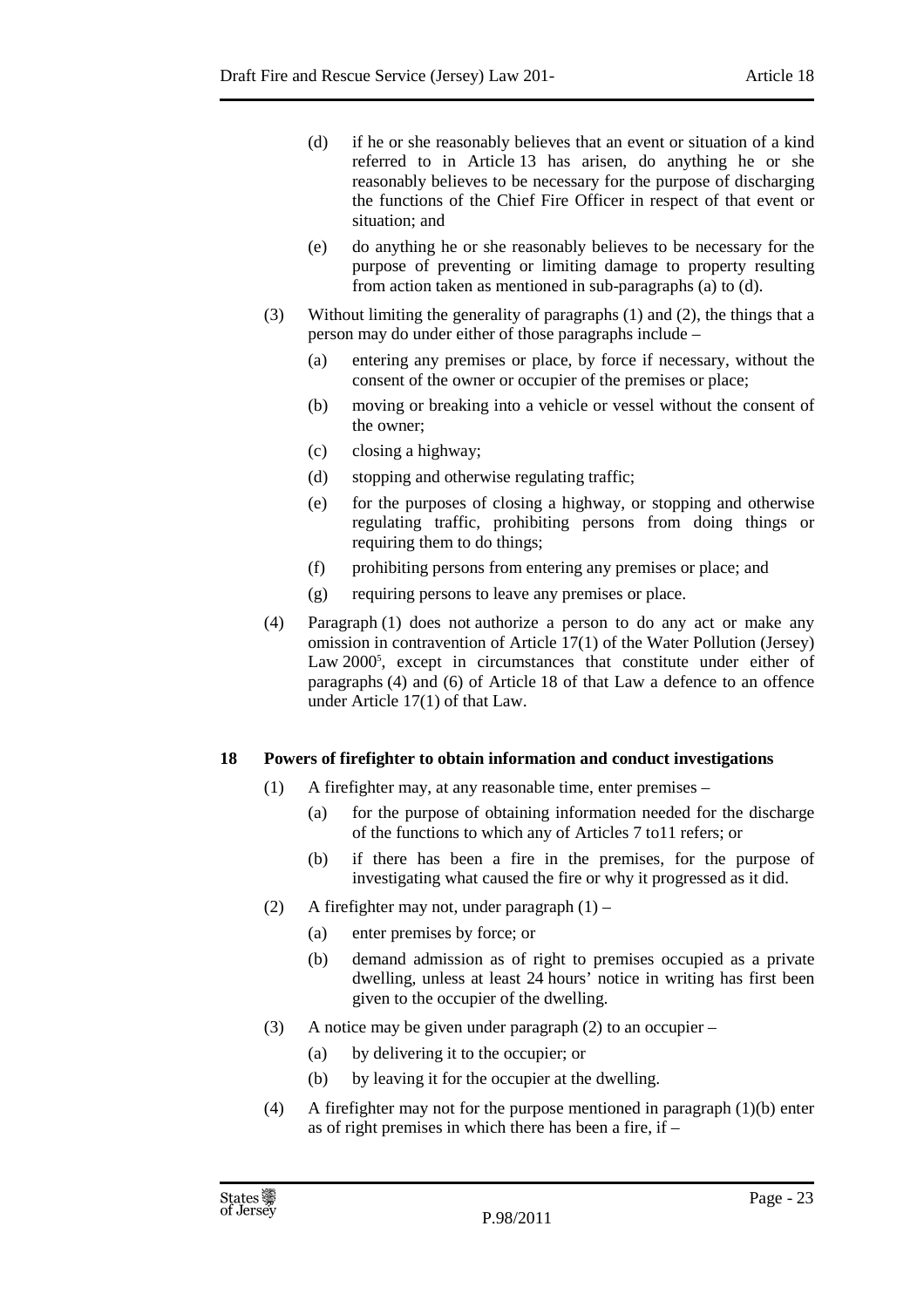(d) if he or she reasonably believes that an event or situation of a kind referred to in Article 13 has arisen, do anything he or she reasonably believes to be necessary for the purpose of discharging the functions of the Chief Fire Officer in respect of that event or situation; and

(e) do anything he or she reasonably believes to be necessary for the purpose of preventing or limiting damage to property resulting from action taken as mentioned in sub-paragraphs (a) to (d).

(3) Without limiting the generality of paragraphs (1) and (2), the things that a person may do under either of those paragraphs include –

(a) entering any premises or place, by force if necessary, without the consent of the owner or occupier of the premises or place;

(b) moving or breaking into a vehicle or vessel without the consent of the owner;

(c) closing a highway;

(d) stopping and otherwise regulating traffic;

(e) for the purposes of closing a highway, or stopping and otherwise regulating traffic, prohibiting persons from doing things or requiring them to do things;

(f) prohibiting persons from entering any premises or place; and

(g) requiring persons to leave any premises or place.

(4) Paragraph (1) does not authorize a person to do any act or make any omission in contravention of Article 17(1) of the Water Pollution (Jersey) Law 2000[5], except in circumstances that constitute under either of paragraphs (4) and (6) of Article 18 of that Law a defence to an offence under Article 17(1) of that Law.

**18 Powers of firefighter to obtain information and conduct investigations**

(1) A firefighter may, at any reasonable time, enter premises –

(a) for the purpose of obtaining information needed for the discharge of the functions to which any of Articles 7 to11 refers; or

(b) if there has been a fire in the premises, for the purpose of investigating what caused the fire or why it progressed as it did.

(2) A firefighter may not, under paragraph (1) –

(a) enter premises by force; or

(b) demand admission as of right to premises occupied as a private dwelling, unless at least 24 hours' notice in writing has first been given to the occupier of the dwelling.

(3) A notice may be given under paragraph (2) to an occupier –

(a) by delivering it to the occupier; or

(b) by leaving it for the occupier at the dwelling.

(4) A firefighter may not for the purpose mentioned in paragraph (1)(b) enter as of right premises in which there has been a fire, if –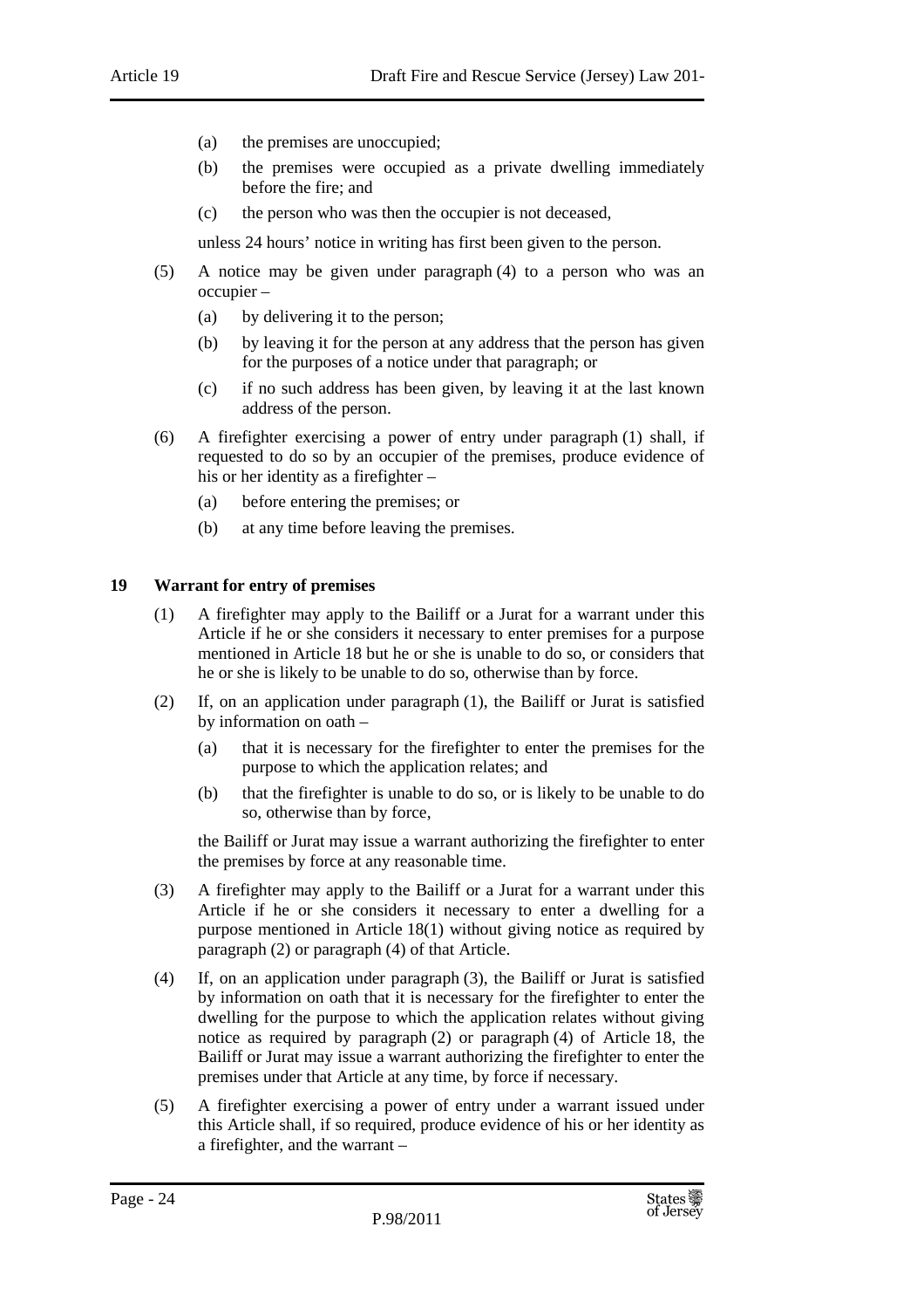(a) the premises are unoccupied;

(b) the premises were occupied as a private dwelling immediately before the fire; and

(c) the person who was then the occupier is not deceased,

unless 24 hours' notice in writing has first been given to the person.

(5) A notice may be given under paragraph (4) to a person who was an occupier –

(a) by delivering it to the person;

(b) by leaving it for the person at any address that the person has given for the purposes of a notice under that paragraph; or

(c) if no such address has been given, by leaving it at the last known address of the person.

(6) A firefighter exercising a power of entry under paragraph (1) shall, if requested to do so by an occupier of the premises, produce evidence of his or her identity as a firefighter –

(a) before entering the premises; or

(b) at any time before leaving the premises.

**19 Warrant for entry of premises**

(1) A firefighter may apply to the Bailiff or a Jurat for a warrant under this Article if he or she considers it necessary to enter premises for a purpose mentioned in Article 18 but he or she is unable to do so, or considers that he or she is likely to be unable to do so, otherwise than by force.

(2) If, on an application under paragraph (1), the Bailiff or Jurat is satisfied by information on oath –

(a) that it is necessary for the firefighter to enter the premises for the purpose to which the application relates; and

(b) that the firefighter is unable to do so, or is likely to be unable to do so, otherwise than by force,

the Bailiff or Jurat may issue a warrant authorizing the firefighter to enter the premises by force at any reasonable time.

(3) A firefighter may apply to the Bailiff or a Jurat for a warrant under this Article if he or she considers it necessary to enter a dwelling for a purpose mentioned in Article 18(1) without giving notice as required by paragraph (2) or paragraph (4) of that Article.

(4) If, on an application under paragraph (3), the Bailiff or Jurat is satisfied by information on oath that it is necessary for the firefighter to enter the dwelling for the purpose to which the application relates without giving notice as required by paragraph (2) or paragraph (4) of Article 18, the Bailiff or Jurat may issue a warrant authorizing the firefighter to enter the premises under that Article at any time, by force if necessary.

(5) A firefighter exercising a power of entry under a warrant issued under this Article shall, if so required, produce evidence of his or her identity as a firefighter, and the warrant –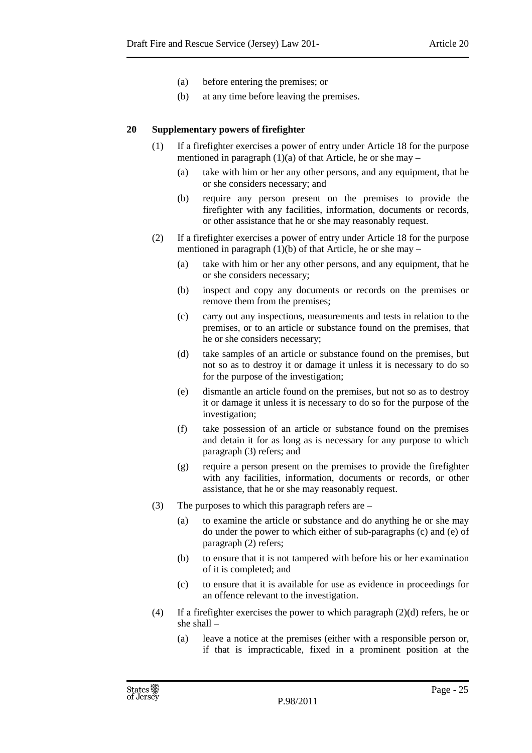(a) before entering the premises; or

(b) at any time before leaving the premises.

### 20 Supplementary powers of firefighter

(1) If a firefighter exercises a power of entry under Article 18 for the purpose mentioned in paragraph (1)(a) of that Article, he or she may –

(a) take with him or her any other persons, and any equipment, that he or she considers necessary; and

(b) require any person present on the premises to provide the firefighter with any facilities, information, documents or records, or other assistance that he or she may reasonably request.

(2) If a firefighter exercises a power of entry under Article 18 for the purpose mentioned in paragraph (1)(b) of that Article, he or she may –

(a) take with him or her any other persons, and any equipment, that he or she considers necessary;

(b) inspect and copy any documents or records on the premises or remove them from the premises;

(c) carry out any inspections, measurements and tests in relation to the premises, or to an article or substance found on the premises, that he or she considers necessary;

(d) take samples of an article or substance found on the premises, but not so as to destroy it or damage it unless it is necessary to do so for the purpose of the investigation;

(e) dismantle an article found on the premises, but not so as to destroy it or damage it unless it is necessary to do so for the purpose of the investigation;

(f) take possession of an article or substance found on the premises and detain it for as long as is necessary for any purpose to which paragraph (3) refers; and

(g) require a person present on the premises to provide the firefighter with any facilities, information, documents or records, or other assistance, that he or she may reasonably request.

(3) The purposes to which this paragraph refers are –

(a) to examine the article or substance and do anything he or she may do under the power to which either of sub-paragraphs (c) and (e) of paragraph (2) refers;

(b) to ensure that it is not tampered with before his or her examination of it is completed; and

(c) to ensure that it is available for use as evidence in proceedings for an offence relevant to the investigation.

(4) If a firefighter exercises the power to which paragraph (2)(d) refers, he or she shall –

(a) leave a notice at the premises (either with a responsible person or, if that is impracticable, fixed in a prominent position at the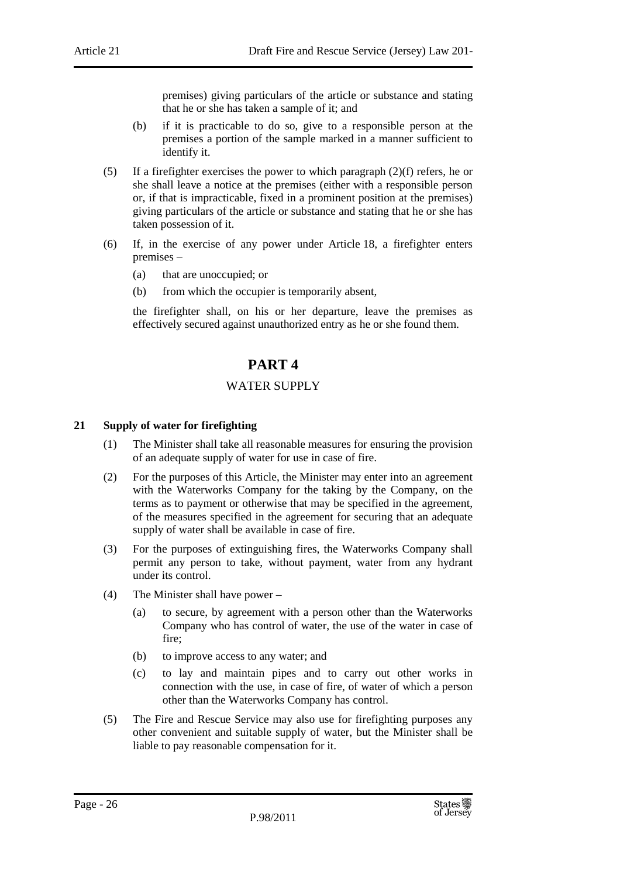premises) giving particulars of the article or substance and stating that he or she has taken a sample of it; and

(b) if it is practicable to do so, give to a responsible person at the premises a portion of the sample marked in a manner sufficient to identify it.

(5) If a firefighter exercises the power to which paragraph (2)(f) refers, he or she shall leave a notice at the premises (either with a responsible person or, if that is impracticable, fixed in a prominent position at the premises) giving particulars of the article or substance and stating that he or she has taken possession of it.

(6) If, in the exercise of any power under Article 18, a firefighter enters premises –

(a) that are unoccupied; or

(b) from which the occupier is temporarily absent,

the firefighter shall, on his or her departure, leave the premises as effectively secured against unauthorized entry as he or she found them.

# PART 4

## WATER SUPPLY

### 21 Supply of water for firefighting

(1) The Minister shall take all reasonable measures for ensuring the provision of an adequate supply of water for use in case of fire.

(2) For the purposes of this Article, the Minister may enter into an agreement with the Waterworks Company for the taking by the Company, on the terms as to payment or otherwise that may be specified in the agreement, of the measures specified in the agreement for securing that an adequate supply of water shall be available in case of fire.

(3) For the purposes of extinguishing fires, the Waterworks Company shall permit any person to take, without payment, water from any hydrant under its control.

(4) The Minister shall have power –

(a) to secure, by agreement with a person other than the Waterworks Company who has control of water, the use of the water in case of fire;

(b) to improve access to any water; and

(c) to lay and maintain pipes and to carry out other works in connection with the use, in case of fire, of water of which a person other than the Waterworks Company has control.

(5) The Fire and Rescue Service may also use for firefighting purposes any other convenient and suitable supply of water, but the Minister shall be liable to pay reasonable compensation for it.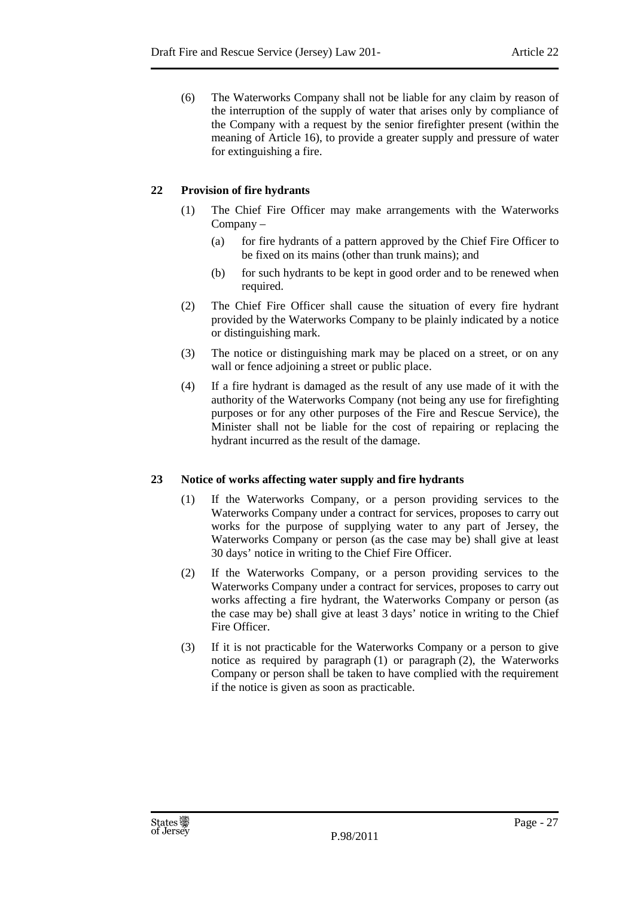(6) The Waterworks Company shall not be liable for any claim by reason of the interruption of the supply of water that arises only by compliance of the Company with a request by the senior firefighter present (within the meaning of Article 16), to provide a greater supply and pressure of water for extinguishing a fire.

### 22 Provision of fire hydrants

(1) The Chief Fire Officer may make arrangements with the Waterworks Company –

(a) for fire hydrants of a pattern approved by the Chief Fire Officer to be fixed on its mains (other than trunk mains); and

(b) for such hydrants to be kept in good order and to be renewed when required.

(2) The Chief Fire Officer shall cause the situation of every fire hydrant provided by the Waterworks Company to be plainly indicated by a notice or distinguishing mark.

(3) The notice or distinguishing mark may be placed on a street, or on any wall or fence adjoining a street or public place.

(4) If a fire hydrant is damaged as the result of any use made of it with the authority of the Waterworks Company (not being any use for firefighting purposes or for any other purposes of the Fire and Rescue Service), the Minister shall not be liable for the cost of repairing or replacing the hydrant incurred as the result of the damage.

### 23 Notice of works affecting water supply and fire hydrants

(1) If the Waterworks Company, or a person providing services to the Waterworks Company under a contract for services, proposes to carry out works for the purpose of supplying water to any part of Jersey, the Waterworks Company or person (as the case may be) shall give at least 30 days' notice in writing to the Chief Fire Officer.

(2) If the Waterworks Company, or a person providing services to the Waterworks Company under a contract for services, proposes to carry out works affecting a fire hydrant, the Waterworks Company or person (as the case may be) shall give at least 3 days' notice in writing to the Chief Fire Officer.

(3) If it is not practicable for the Waterworks Company or a person to give notice as required by paragraph (1) or paragraph (2), the Waterworks Company or person shall be taken to have complied with the requirement if the notice is given as soon as practicable.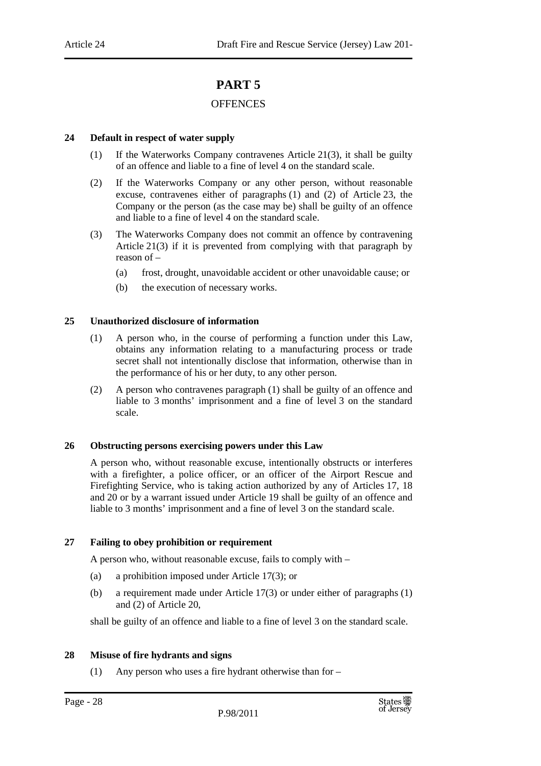# PART 5

## OFFENCES

### 24 Default in respect of water supply

(1) If the Waterworks Company contravenes Article 21(3), it shall be guilty of an offence and liable to a fine of level 4 on the standard scale.

(2) If the Waterworks Company or any other person, without reasonable excuse, contravenes either of paragraphs (1) and (2) of Article 23, the Company or the person (as the case may be) shall be guilty of an offence and liable to a fine of level 4 on the standard scale.

(3) The Waterworks Company does not commit an offence by contravening Article 21(3) if it is prevented from complying with that paragraph by reason of –

(a) frost, drought, unavoidable accident or other unavoidable cause; or

(b) the execution of necessary works.

### 25 Unauthorized disclosure of information

(1) A person who, in the course of performing a function under this Law, obtains any information relating to a manufacturing process or trade secret shall not intentionally disclose that information, otherwise than in the performance of his or her duty, to any other person.

(2) A person who contravenes paragraph (1) shall be guilty of an offence and liable to 3 months' imprisonment and a fine of level 3 on the standard scale.

### 26 Obstructing persons exercising powers under this Law

A person who, without reasonable excuse, intentionally obstructs or interferes with a firefighter, a police officer, or an officer of the Airport Rescue and Firefighting Service, who is taking action authorized by any of Articles 17, 18 and 20 or by a warrant issued under Article 19 shall be guilty of an offence and liable to 3 months' imprisonment and a fine of level 3 on the standard scale.

### 27 Failing to obey prohibition or requirement

A person who, without reasonable excuse, fails to comply with –

(a) a prohibition imposed under Article 17(3); or

(b) a requirement made under Article 17(3) or under either of paragraphs (1) and (2) of Article 20,

shall be guilty of an offence and liable to a fine of level 3 on the standard scale.

### 28 Misuse of fire hydrants and signs

(1) Any person who uses a fire hydrant otherwise than for –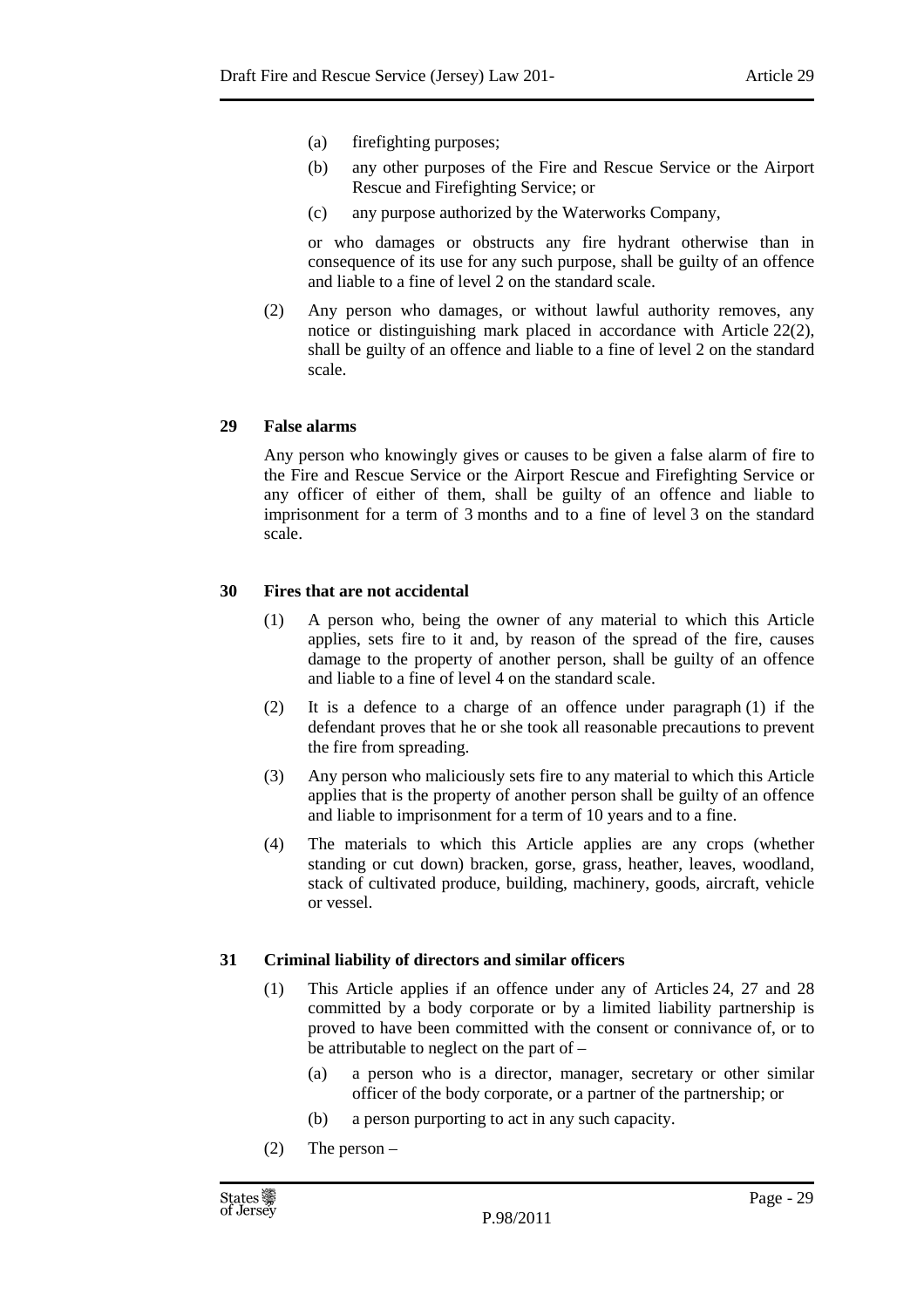(a) firefighting purposes;

(b) any other purposes of the Fire and Rescue Service or the Airport Rescue and Firefighting Service; or

(c) any purpose authorized by the Waterworks Company,

or who damages or obstructs any fire hydrant otherwise than in consequence of its use for any such purpose, shall be guilty of an offence and liable to a fine of level 2 on the standard scale.

(2) Any person who damages, or without lawful authority removes, any notice or distinguishing mark placed in accordance with Article 22(2), shall be guilty of an offence and liable to a fine of level 2 on the standard scale.

### 29 False alarms

Any person who knowingly gives or causes to be given a false alarm of fire to the Fire and Rescue Service or the Airport Rescue and Firefighting Service or any officer of either of them, shall be guilty of an offence and liable to imprisonment for a term of 3 months and to a fine of level 3 on the standard scale.

### 30 Fires that are not accidental

(1) A person who, being the owner of any material to which this Article applies, sets fire to it and, by reason of the spread of the fire, causes damage to the property of another person, shall be guilty of an offence and liable to a fine of level 4 on the standard scale.

(2) It is a defence to a charge of an offence under paragraph (1) if the defendant proves that he or she took all reasonable precautions to prevent the fire from spreading.

(3) Any person who maliciously sets fire to any material to which this Article applies that is the property of another person shall be guilty of an offence and liable to imprisonment for a term of 10 years and to a fine.

(4) The materials to which this Article applies are any crops (whether standing or cut down) bracken, gorse, grass, heather, leaves, woodland, stack of cultivated produce, building, machinery, goods, aircraft, vehicle or vessel.

### 31 Criminal liability of directors and similar officers

(1) This Article applies if an offence under any of Articles 24, 27 and 28 committed by a body corporate or by a limited liability partnership is proved to have been committed with the consent or connivance of, or to be attributable to neglect on the part of –

(a) a person who is a director, manager, secretary or other similar officer of the body corporate, or a partner of the partnership; or

(b) a person purporting to act in any such capacity.

(2) The person –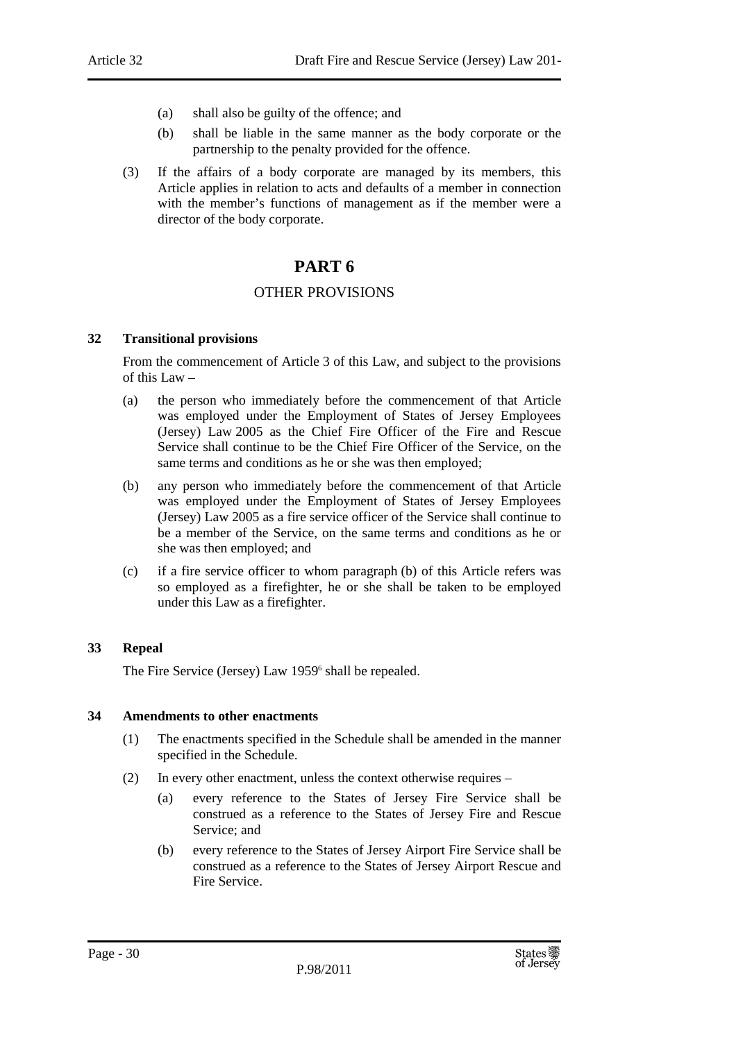(a) shall also be guilty of the offence; and

(b) shall be liable in the same manner as the body corporate or the partnership to the penalty provided for the offence.

(3) If the affairs of a body corporate are managed by its members, this Article applies in relation to acts and defaults of a member in connection with the member's functions of management as if the member were a director of the body corporate.

# PART 6

## OTHER PROVISIONS

### 32 Transitional provisions

From the commencement of Article 3 of this Law, and subject to the provisions of this Law –

(a) the person who immediately before the commencement of that Article was employed under the Employment of States of Jersey Employees (Jersey) Law 2005 as the Chief Fire Officer of the Fire and Rescue Service shall continue to be the Chief Fire Officer of the Service, on the same terms and conditions as he or she was then employed;

(b) any person who immediately before the commencement of that Article was employed under the Employment of States of Jersey Employees (Jersey) Law 2005 as a fire service officer of the Service shall continue to be a member of the Service, on the same terms and conditions as he or she was then employed; and

(c) if a fire service officer to whom paragraph (b) of this Article refers was so employed as a firefighter, he or she shall be taken to be employed under this Law as a firefighter.

### 33 Repeal

The Fire Service (Jersey) Law 1959[6] shall be repealed.

### 34 Amendments to other enactments

(1) The enactments specified in the Schedule shall be amended in the manner specified in the Schedule.

(2) In every other enactment, unless the context otherwise requires –

(a) every reference to the States of Jersey Fire Service shall be construed as a reference to the States of Jersey Fire and Rescue Service; and

(b) every reference to the States of Jersey Airport Fire Service shall be construed as a reference to the States of Jersey Airport Rescue and Fire Service.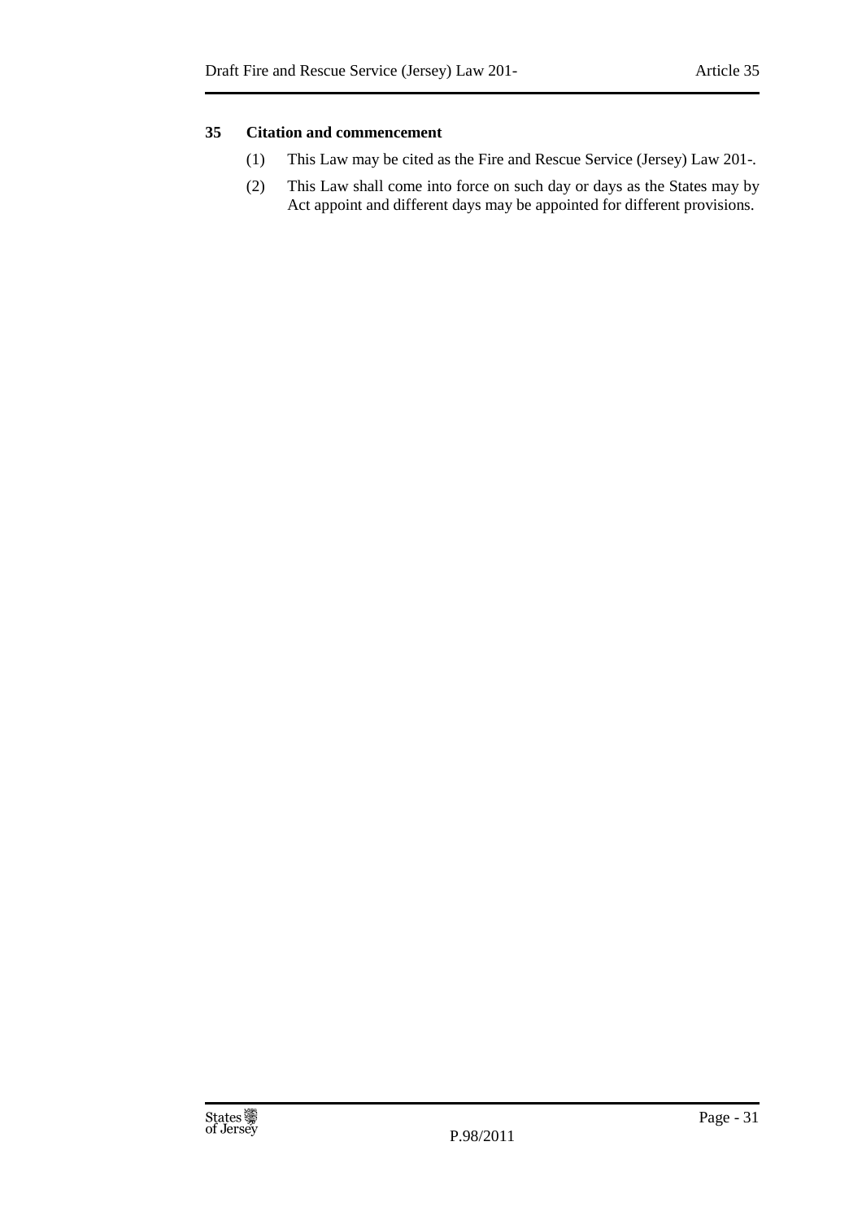**35 Citation and commencement**

(1) This Law may be cited as the Fire and Rescue Service (Jersey) Law 201-.

(2) This Law shall come into force on such day or days as the States may by Act appoint and different days may be appointed for different provisions.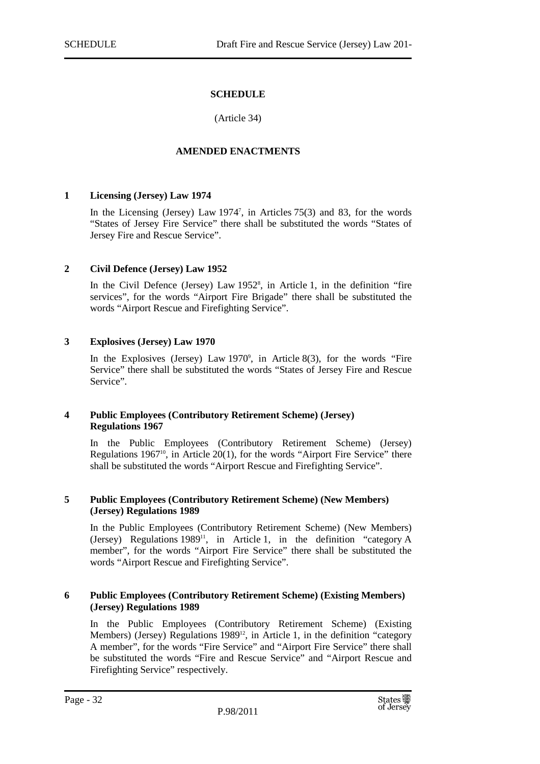# SCHEDULE

(Article 34)

## AMENDED ENACTMENTS

### 1 Licensing (Jersey) Law 1974

In the Licensing (Jersey) Law 1974[7], in Articles 75(3) and 83, for the words "States of Jersey Fire Service" there shall be substituted the words "States of Jersey Fire and Rescue Service".

### 2 Civil Defence (Jersey) Law 1952

In the Civil Defence (Jersey) Law 1952[8], in Article 1, in the definition "fire services", for the words "Airport Fire Brigade" there shall be substituted the words "Airport Rescue and Firefighting Service".

### 3 Explosives (Jersey) Law 1970

In the Explosives (Jersey) Law 1970[9], in Article 8(3), for the words "Fire Service" there shall be substituted the words "States of Jersey Fire and Rescue Service".

### 4 Public Employees (Contributory Retirement Scheme) (Jersey) Regulations 1967

In the Public Employees (Contributory Retirement Scheme) (Jersey) Regulations 1967[10], in Article 20(1), for the words "Airport Fire Service" there shall be substituted the words "Airport Rescue and Firefighting Service".

### 5 Public Employees (Contributory Retirement Scheme) (New Members) (Jersey) Regulations 1989

In the Public Employees (Contributory Retirement Scheme) (New Members) (Jersey) Regulations 1989[11], in Article 1, in the definition "category A member", for the words "Airport Fire Service" there shall be substituted the words "Airport Rescue and Firefighting Service".

### 6 Public Employees (Contributory Retirement Scheme) (Existing Members) (Jersey) Regulations 1989

In the Public Employees (Contributory Retirement Scheme) (Existing Members) (Jersey) Regulations 1989[12], in Article 1, in the definition "category A member", for the words "Fire Service" and "Airport Fire Service" there shall be substituted the words "Fire and Rescue Service" and "Airport Rescue and Firefighting Service" respectively.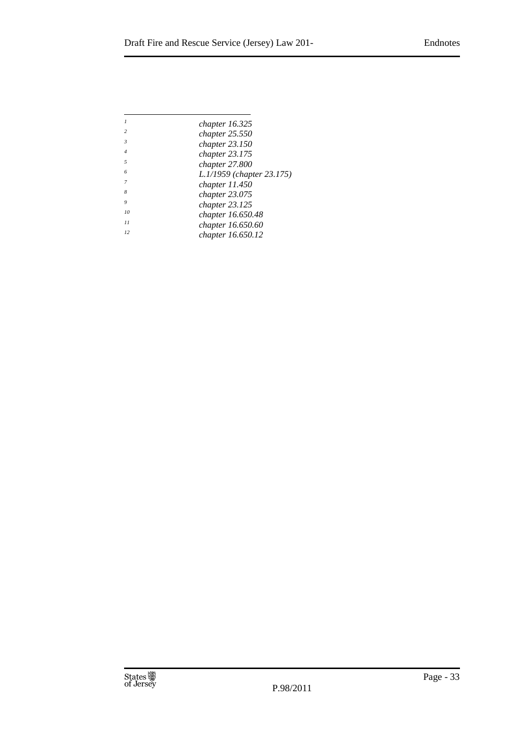[1] *chapter 16.325*
[2] *chapter 25.550*
[3] *chapter 23.150*
[4] *chapter 23.175*
[5] *chapter 27.800*
[6] *L.1/1959 (chapter 23.175)*
[7] *chapter 11.450*
[8] *chapter 23.075*
[9] *chapter 23.125*
[10] *chapter 16.650.48*
[11] *chapter 16.650.60*
[12] *chapter 16.650.12*